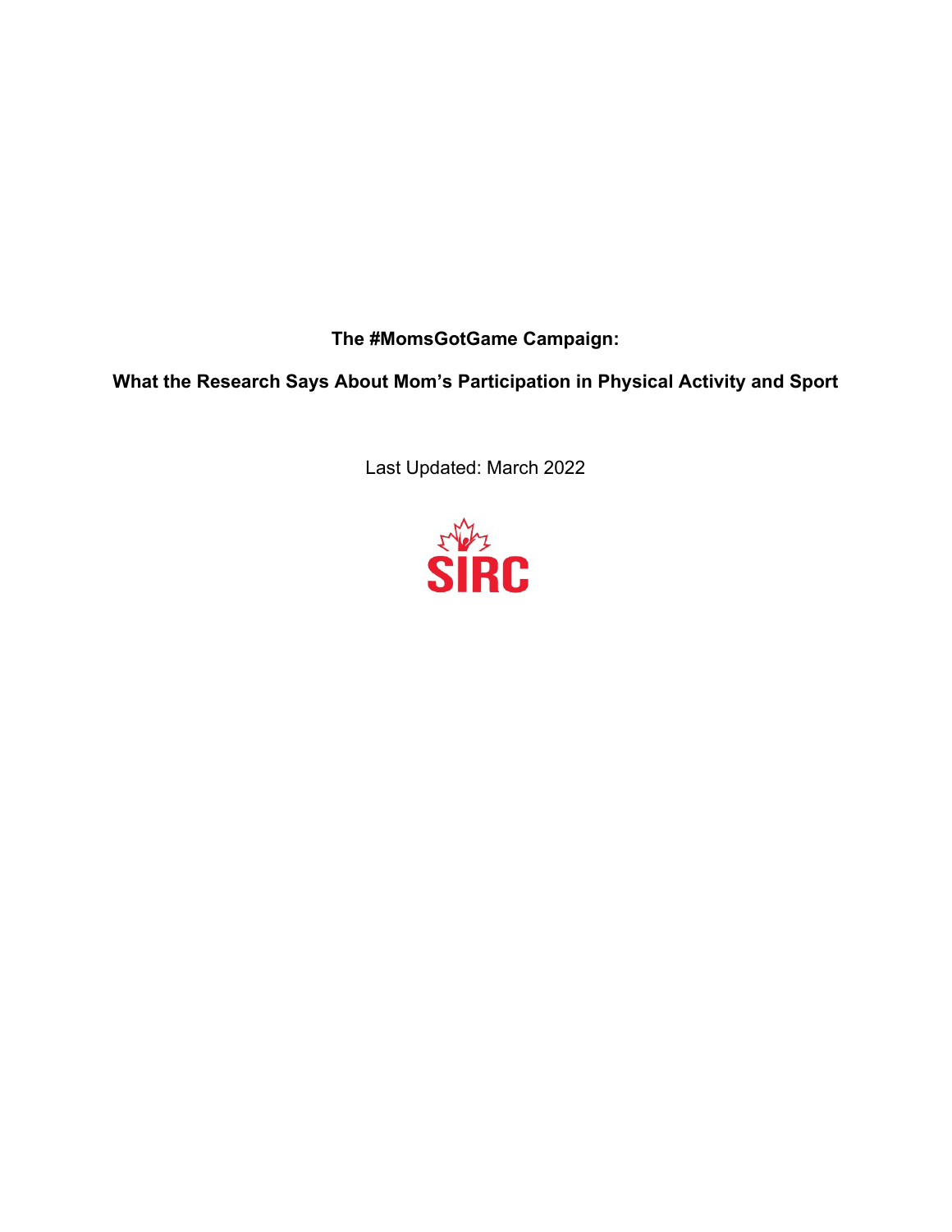# The #MomsGotGame Campaign:

## What the Research Says About Mom's Participation in Physical Activity and Sport

Last Updated: March 2022

SIRC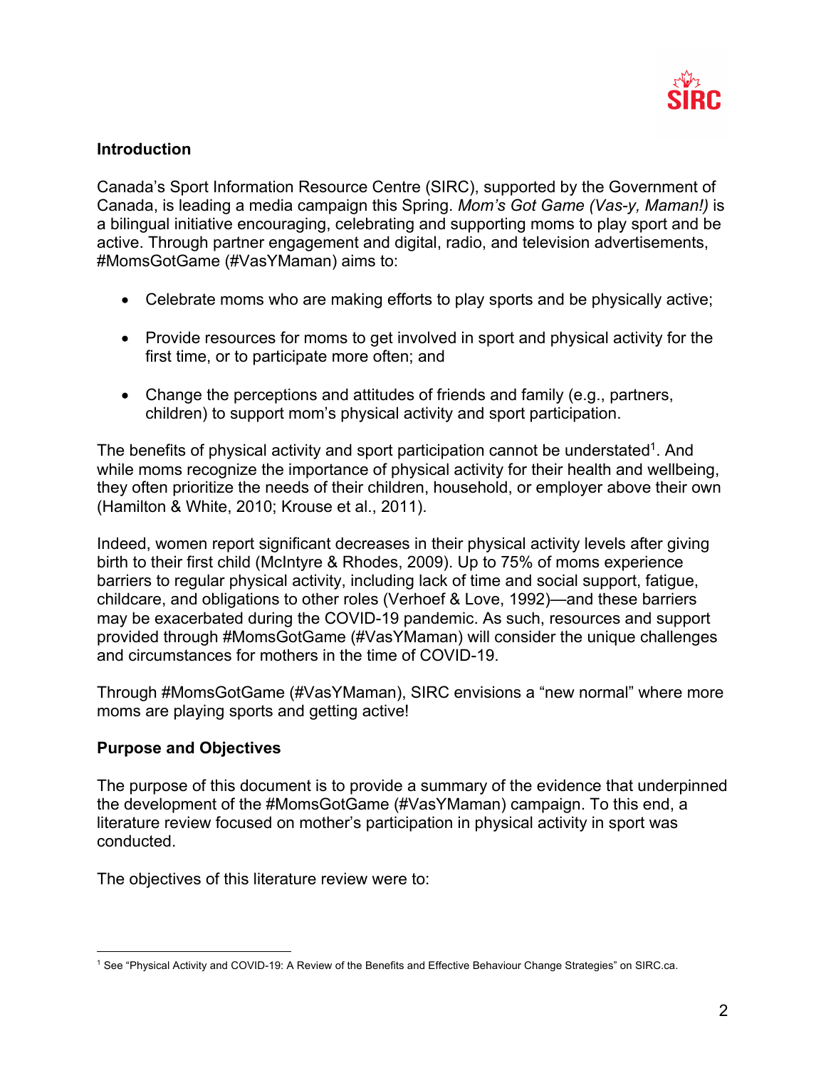## Introduction

Canada's Sport Information Resource Centre (SIRC), supported by the Government of Canada, is leading a media campaign this Spring. *Mom's Got Game (Vas-y, Maman!)* is a bilingual initiative encouraging, celebrating and supporting moms to play sport and be active. Through partner engagement and digital, radio, and television advertisements, #MomsGotGame (#VasYMaman) aims to:

- Celebrate moms who are making efforts to play sports and be physically active;
- Provide resources for moms to get involved in sport and physical activity for the first time, or to participate more often; and
- Change the perceptions and attitudes of friends and family (e.g., partners, children) to support mom's physical activity and sport participation.

The benefits of physical activity and sport participation cannot be understated[1]. And while moms recognize the importance of physical activity for their health and wellbeing, they often prioritize the needs of their children, household, or employer above their own (Hamilton & White, 2010; Krouse et al., 2011).

Indeed, women report significant decreases in their physical activity levels after giving birth to their first child (McIntyre & Rhodes, 2009). Up to 75% of moms experience barriers to regular physical activity, including lack of time and social support, fatigue, childcare, and obligations to other roles (Verhoef & Love, 1992)—and these barriers may be exacerbated during the COVID-19 pandemic. As such, resources and support provided through #MomsGotGame (#VasYMaman) will consider the unique challenges and circumstances for mothers in the time of COVID-19.

Through #MomsGotGame (#VasYMaman), SIRC envisions a "new normal" where more moms are playing sports and getting active!

## Purpose and Objectives

The purpose of this document is to provide a summary of the evidence that underpinned the development of the #MomsGotGame (#VasYMaman) campaign. To this end, a literature review focused on mother's participation in physical activity in sport was conducted.

The objectives of this literature review were to:

[1] See "Physical Activity and COVID-19: A Review of the Benefits and Effective Behaviour Change Strategies" on SIRC.ca.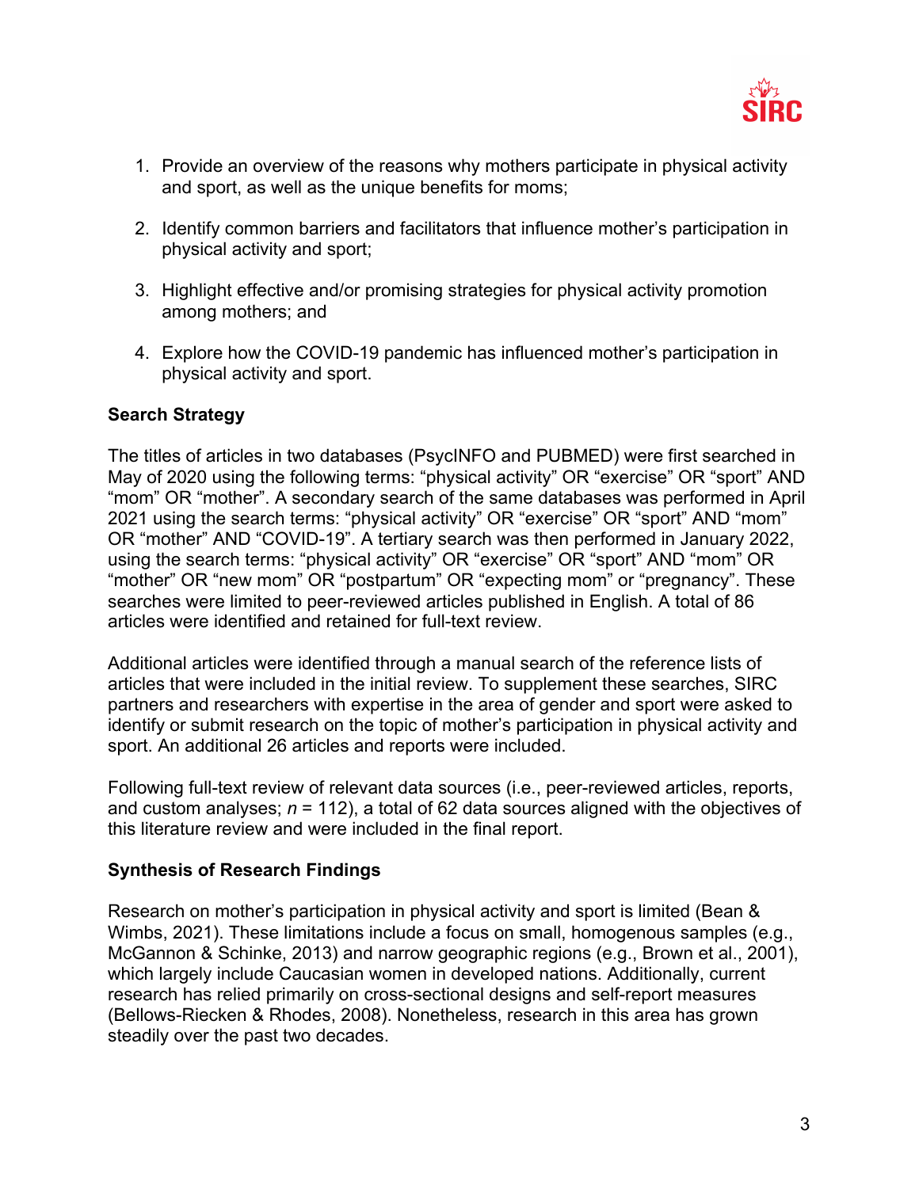1. Provide an overview of the reasons why mothers participate in physical activity and sport, as well as the unique benefits for moms;

2. Identify common barriers and facilitators that influence mother's participation in physical activity and sport;

3. Highlight effective and/or promising strategies for physical activity promotion among mothers; and

4. Explore how the COVID-19 pandemic has influenced mother's participation in physical activity and sport.

**Search Strategy**

The titles of articles in two databases (PsycINFO and PUBMED) were first searched in May of 2020 using the following terms: "physical activity" OR "exercise" OR "sport" AND "mom" OR "mother". A secondary search of the same databases was performed in April 2021 using the search terms: "physical activity" OR "exercise" OR "sport" AND "mom" OR "mother" AND "COVID-19". A tertiary search was then performed in January 2022, using the search terms: "physical activity" OR "exercise" OR "sport" AND "mom" OR "mother" OR "new mom" OR "postpartum" OR "expecting mom" or "pregnancy". These searches were limited to peer-reviewed articles published in English. A total of 86 articles were identified and retained for full-text review.

Additional articles were identified through a manual search of the reference lists of articles that were included in the initial review. To supplement these searches, SIRC partners and researchers with expertise in the area of gender and sport were asked to identify or submit research on the topic of mother's participation in physical activity and sport. An additional 26 articles and reports were included.

Following full-text review of relevant data sources (i.e., peer-reviewed articles, reports, and custom analyses; $n$ = 112), a total of 62 data sources aligned with the objectives of this literature review and were included in the final report.

**Synthesis of Research Findings**

Research on mother's participation in physical activity and sport is limited (Bean & Wimbs, 2021). These limitations include a focus on small, homogenous samples (e.g., McGannon & Schinke, 2013) and narrow geographic regions (e.g., Brown et al., 2001), which largely include Caucasian women in developed nations. Additionally, current research has relied primarily on cross-sectional designs and self-report measures (Bellows-Riecken & Rhodes, 2008). Nonetheless, research in this area has grown steadily over the past two decades.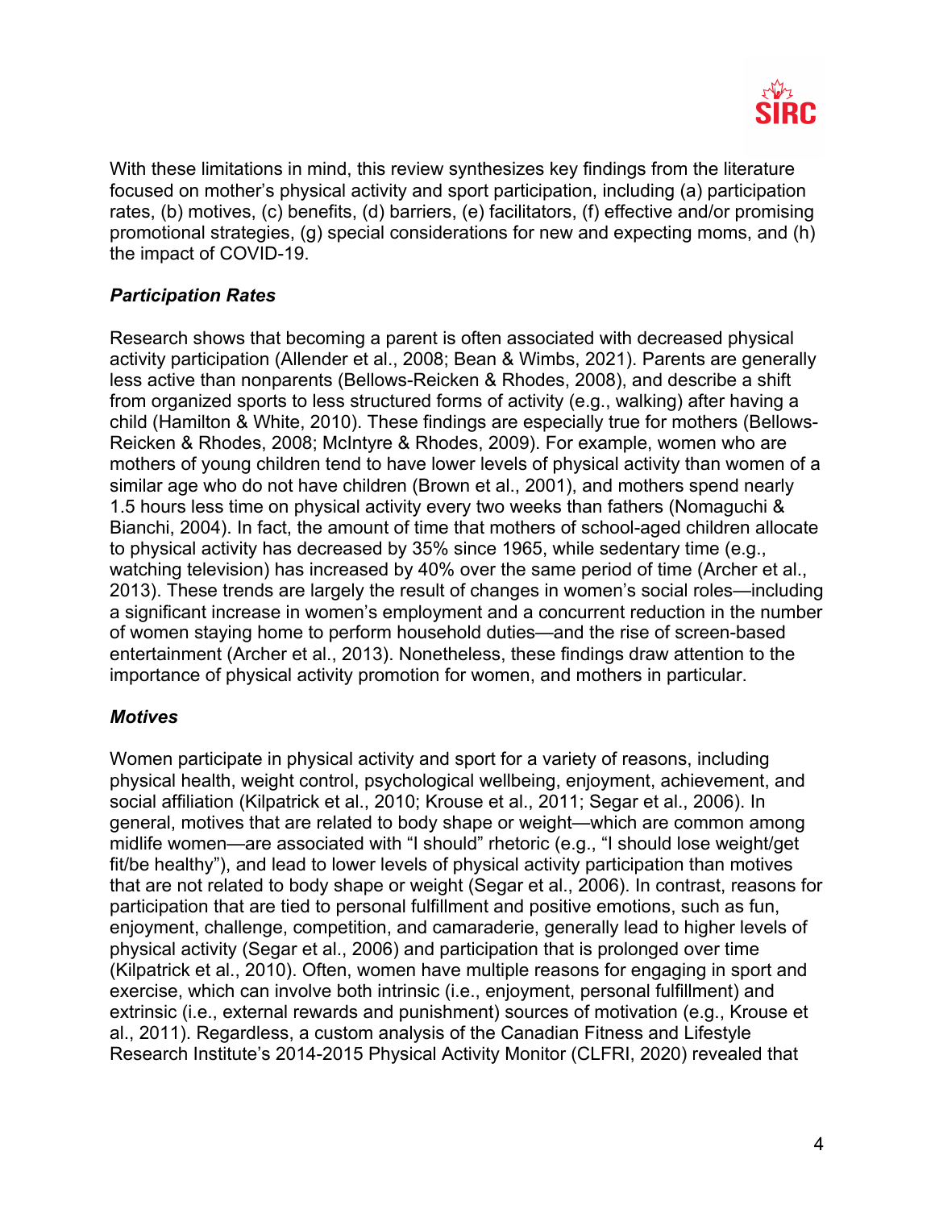With these limitations in mind, this review synthesizes key findings from the literature focused on mother's physical activity and sport participation, including (a) participation rates, (b) motives, (c) benefits, (d) barriers, (e) facilitators, (f) effective and/or promising promotional strategies, (g) special considerations for new and expecting moms, and (h) the impact of COVID-19.

### *Participation Rates*

Research shows that becoming a parent is often associated with decreased physical activity participation (Allender et al., 2008; Bean & Wimbs, 2021). Parents are generally less active than nonparents (Bellows-Reicken & Rhodes, 2008), and describe a shift from organized sports to less structured forms of activity (e.g., walking) after having a child (Hamilton & White, 2010). These findings are especially true for mothers (Bellows-Reicken & Rhodes, 2008; McIntyre & Rhodes, 2009). For example, women who are mothers of young children tend to have lower levels of physical activity than women of a similar age who do not have children (Brown et al., 2001), and mothers spend nearly 1.5 hours less time on physical activity every two weeks than fathers (Nomaguchi & Bianchi, 2004). In fact, the amount of time that mothers of school-aged children allocate to physical activity has decreased by 35% since 1965, while sedentary time (e.g., watching television) has increased by 40% over the same period of time (Archer et al., 2013). These trends are largely the result of changes in women's social roles—including a significant increase in women's employment and a concurrent reduction in the number of women staying home to perform household duties—and the rise of screen-based entertainment (Archer et al., 2013). Nonetheless, these findings draw attention to the importance of physical activity promotion for women, and mothers in particular.

### *Motives*

Women participate in physical activity and sport for a variety of reasons, including physical health, weight control, psychological wellbeing, enjoyment, achievement, and social affiliation (Kilpatrick et al., 2010; Krouse et al., 2011; Segar et al., 2006). In general, motives that are related to body shape or weight—which are common among midlife women—are associated with "I should" rhetoric (e.g., "I should lose weight/get fit/be healthy"), and lead to lower levels of physical activity participation than motives that are not related to body shape or weight (Segar et al., 2006). In contrast, reasons for participation that are tied to personal fulfillment and positive emotions, such as fun, enjoyment, challenge, competition, and camaraderie, generally lead to higher levels of physical activity (Segar et al., 2006) and participation that is prolonged over time (Kilpatrick et al., 2010). Often, women have multiple reasons for engaging in sport and exercise, which can involve both intrinsic (i.e., enjoyment, personal fulfillment) and extrinsic (i.e., external rewards and punishment) sources of motivation (e.g., Krouse et al., 2011). Regardless, a custom analysis of the Canadian Fitness and Lifestyle Research Institute's 2014-2015 Physical Activity Monitor (CLFRI, 2020) revealed that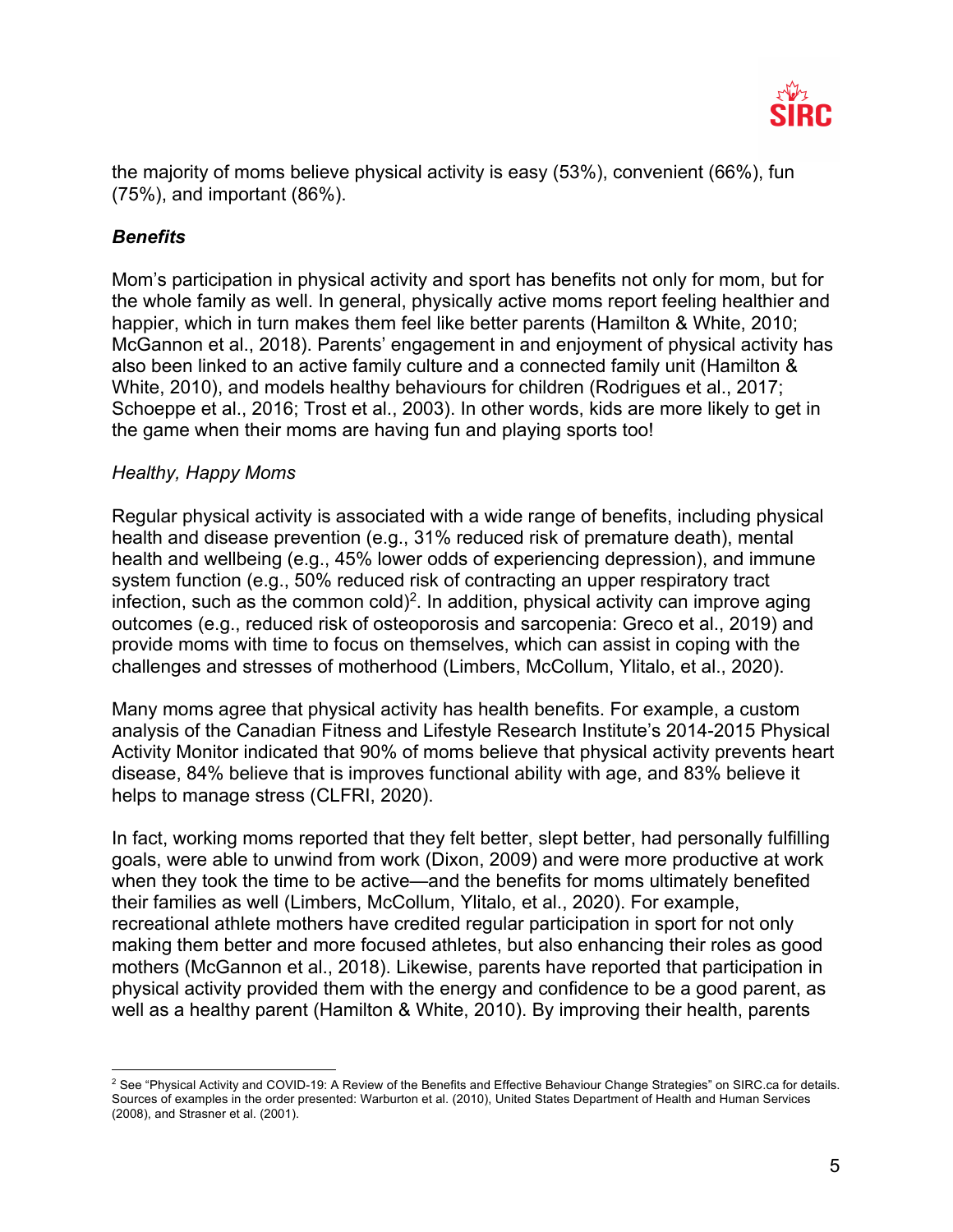the majority of moms believe physical activity is easy (53%), convenient (66%), fun (75%), and important (86%).

### *Benefits*

Mom's participation in physical activity and sport has benefits not only for mom, but for the whole family as well. In general, physically active moms report feeling healthier and happier, which in turn makes them feel like better parents (Hamilton & White, 2010; McGannon et al., 2018). Parents' engagement in and enjoyment of physical activity has also been linked to an active family culture and a connected family unit (Hamilton & White, 2010), and models healthy behaviours for children (Rodrigues et al., 2017; Schoeppe et al., 2016; Trost et al., 2003). In other words, kids are more likely to get in the game when their moms are having fun and playing sports too!

#### *Healthy, Happy Moms*

Regular physical activity is associated with a wide range of benefits, including physical health and disease prevention (e.g., 31% reduced risk of premature death), mental health and wellbeing (e.g., 45% lower odds of experiencing depression), and immune system function (e.g., 50% reduced risk of contracting an upper respiratory tract infection, such as the common cold)[2]. In addition, physical activity can improve aging outcomes (e.g., reduced risk of osteoporosis and sarcopenia: Greco et al., 2019) and provide moms with time to focus on themselves, which can assist in coping with the challenges and stresses of motherhood (Limbers, McCollum, Ylitalo, et al., 2020).

Many moms agree that physical activity has health benefits. For example, a custom analysis of the Canadian Fitness and Lifestyle Research Institute's 2014-2015 Physical Activity Monitor indicated that 90% of moms believe that physical activity prevents heart disease, 84% believe that is improves functional ability with age, and 83% believe it helps to manage stress (CLFRI, 2020).

In fact, working moms reported that they felt better, slept better, had personally fulfilling goals, were able to unwind from work (Dixon, 2009) and were more productive at work when they took the time to be active—and the benefits for moms ultimately benefited their families as well (Limbers, McCollum, Ylitalo, et al., 2020). For example, recreational athlete mothers have credited regular participation in sport for not only making them better and more focused athletes, but also enhancing their roles as good mothers (McGannon et al., 2018). Likewise, parents have reported that participation in physical activity provided them with the energy and confidence to be a good parent, as well as a healthy parent (Hamilton & White, 2010). By improving their health, parents

---

[2] See "Physical Activity and COVID-19: A Review of the Benefits and Effective Behaviour Change Strategies" on SIRC.ca for details. Sources of examples in the order presented: Warburton et al. (2010), United States Department of Health and Human Services (2008), and Strasner et al. (2001).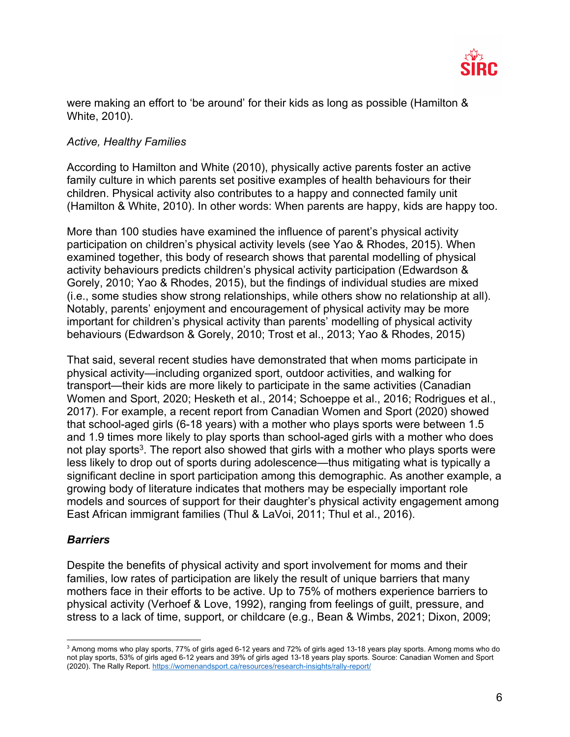were making an effort to 'be around' for their kids as long as possible (Hamilton & White, 2010).

*Active, Healthy Families*

According to Hamilton and White (2010), physically active parents foster an active family culture in which parents set positive examples of health behaviours for their children. Physical activity also contributes to a happy and connected family unit (Hamilton & White, 2010). In other words: When parents are happy, kids are happy too.

More than 100 studies have examined the influence of parent's physical activity participation on children's physical activity levels (see Yao & Rhodes, 2015). When examined together, this body of research shows that parental modelling of physical activity behaviours predicts children's physical activity participation (Edwardson & Gorely, 2010; Yao & Rhodes, 2015), but the findings of individual studies are mixed (i.e., some studies show strong relationships, while others show no relationship at all). Notably, parents' enjoyment and encouragement of physical activity may be more important for children's physical activity than parents' modelling of physical activity behaviours (Edwardson & Gorely, 2010; Trost et al., 2013; Yao & Rhodes, 2015)

That said, several recent studies have demonstrated that when moms participate in physical activity—including organized sport, outdoor activities, and walking for transport—their kids are more likely to participate in the same activities (Canadian Women and Sport, 2020; Hesketh et al., 2014; Schoeppe et al., 2016; Rodrigues et al., 2017). For example, a recent report from Canadian Women and Sport (2020) showed that school-aged girls (6-18 years) with a mother who plays sports were between 1.5 and 1.9 times more likely to play sports than school-aged girls with a mother who does not play sports[3]. The report also showed that girls with a mother who plays sports were less likely to drop out of sports during adolescence—thus mitigating what is typically a significant decline in sport participation among this demographic. As another example, a growing body of literature indicates that mothers may be especially important role models and sources of support for their daughter's physical activity engagement among East African immigrant families (Thul & LaVoi, 2011; Thul et al., 2016).

## *Barriers*

Despite the benefits of physical activity and sport involvement for moms and their families, low rates of participation are likely the result of unique barriers that many mothers face in their efforts to be active. Up to 75% of mothers experience barriers to physical activity (Verhoef & Love, 1992), ranging from feelings of guilt, pressure, and stress to a lack of time, support, or childcare (e.g., Bean & Wimbs, 2021; Dixon, 2009;

---

[3] Among moms who play sports, 77% of girls aged 6-12 years and 72% of girls aged 13-18 years play sports. Among moms who do not play sports, 53% of girls aged 6-12 years and 39% of girls aged 13-18 years play sports. Source: Canadian Women and Sport (2020). The Rally Report. https://womenandsport.ca/resources/research-insights/rally-report/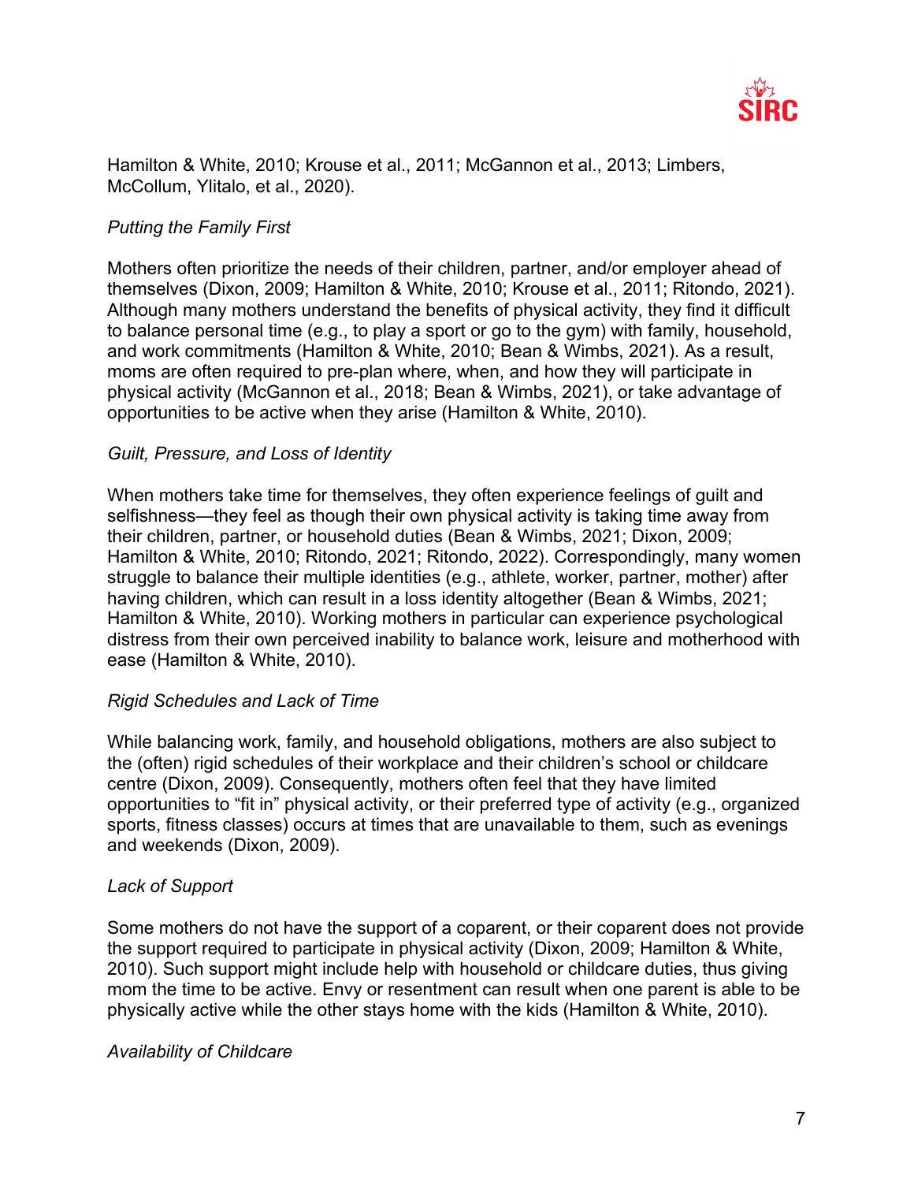Hamilton & White, 2010; Krouse et al., 2011; McGannon et al., 2013; Limbers, McCollum, Ylitalo, et al., 2020).

*Putting the Family First*

Mothers often prioritize the needs of their children, partner, and/or employer ahead of themselves (Dixon, 2009; Hamilton & White, 2010; Krouse et al., 2011; Ritondo, 2021). Although many mothers understand the benefits of physical activity, they find it difficult to balance personal time (e.g., to play a sport or go to the gym) with family, household, and work commitments (Hamilton & White, 2010; Bean & Wimbs, 2021). As a result, moms are often required to pre-plan where, when, and how they will participate in physical activity (McGannon et al., 2018; Bean & Wimbs, 2021), or take advantage of opportunities to be active when they arise (Hamilton & White, 2010).

*Guilt, Pressure, and Loss of Identity*

When mothers take time for themselves, they often experience feelings of guilt and selfishness—they feel as though their own physical activity is taking time away from their children, partner, or household duties (Bean & Wimbs, 2021; Dixon, 2009; Hamilton & White, 2010; Ritondo, 2021; Ritondo, 2022). Correspondingly, many women struggle to balance their multiple identities (e.g., athlete, worker, partner, mother) after having children, which can result in a loss identity altogether (Bean & Wimbs, 2021; Hamilton & White, 2010). Working mothers in particular can experience psychological distress from their own perceived inability to balance work, leisure and motherhood with ease (Hamilton & White, 2010).

*Rigid Schedules and Lack of Time*

While balancing work, family, and household obligations, mothers are also subject to the (often) rigid schedules of their workplace and their children's school or childcare centre (Dixon, 2009). Consequently, mothers often feel that they have limited opportunities to "fit in" physical activity, or their preferred type of activity (e.g., organized sports, fitness classes) occurs at times that are unavailable to them, such as evenings and weekends (Dixon, 2009).

*Lack of Support*

Some mothers do not have the support of a coparent, or their coparent does not provide the support required to participate in physical activity (Dixon, 2009; Hamilton & White, 2010). Such support might include help with household or childcare duties, thus giving mom the time to be active. Envy or resentment can result when one parent is able to be physically active while the other stays home with the kids (Hamilton & White, 2010).

*Availability of Childcare*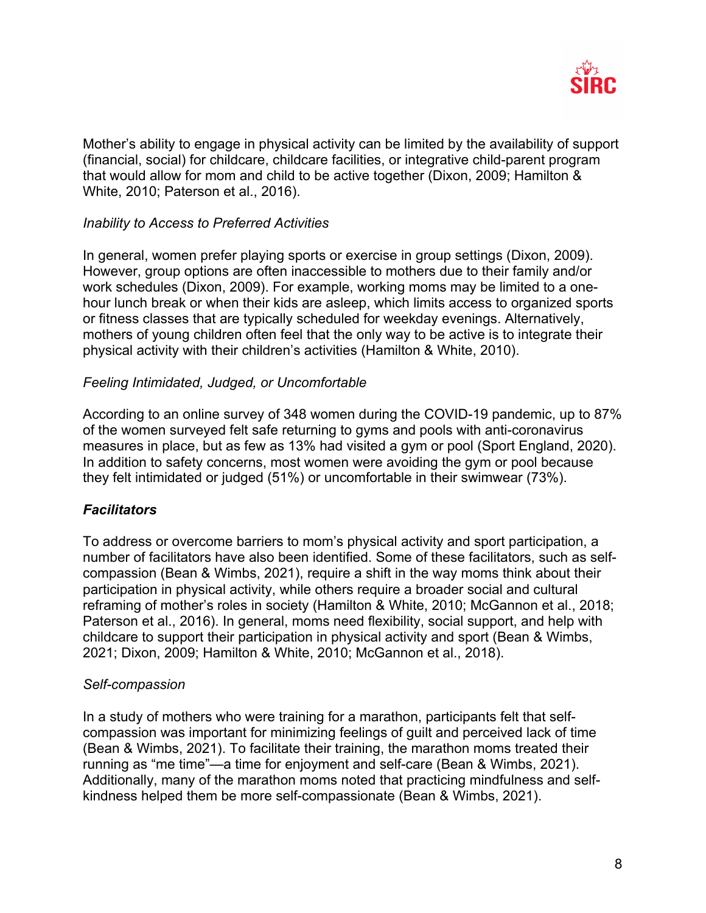Mother's ability to engage in physical activity can be limited by the availability of support (financial, social) for childcare, childcare facilities, or integrative child-parent program that would allow for mom and child to be active together (Dixon, 2009; Hamilton & White, 2010; Paterson et al., 2016).

*Inability to Access to Preferred Activities*

In general, women prefer playing sports or exercise in group settings (Dixon, 2009). However, group options are often inaccessible to mothers due to their family and/or work schedules (Dixon, 2009). For example, working moms may be limited to a one-hour lunch break or when their kids are asleep, which limits access to organized sports or fitness classes that are typically scheduled for weekday evenings. Alternatively, mothers of young children often feel that the only way to be active is to integrate their physical activity with their children's activities (Hamilton & White, 2010).

*Feeling Intimidated, Judged, or Uncomfortable*

According to an online survey of 348 women during the COVID-19 pandemic, up to 87% of the women surveyed felt safe returning to gyms and pools with anti-coronavirus measures in place, but as few as 13% had visited a gym or pool (Sport England, 2020). In addition to safety concerns, most women were avoiding the gym or pool because they felt intimidated or judged (51%) or uncomfortable in their swimwear (73%).

***Facilitators***

To address or overcome barriers to mom's physical activity and sport participation, a number of facilitators have also been identified. Some of these facilitators, such as self-compassion (Bean & Wimbs, 2021), require a shift in the way moms think about their participation in physical activity, while others require a broader social and cultural reframing of mother's roles in society (Hamilton & White, 2010; McGannon et al., 2018; Paterson et al., 2016). In general, moms need flexibility, social support, and help with childcare to support their participation in physical activity and sport (Bean & Wimbs, 2021; Dixon, 2009; Hamilton & White, 2010; McGannon et al., 2018).

*Self-compassion*

In a study of mothers who were training for a marathon, participants felt that self-compassion was important for minimizing feelings of guilt and perceived lack of time (Bean & Wimbs, 2021). To facilitate their training, the marathon moms treated their running as "me time"—a time for enjoyment and self-care (Bean & Wimbs, 2021). Additionally, many of the marathon moms noted that practicing mindfulness and self-kindness helped them be more self-compassionate (Bean & Wimbs, 2021).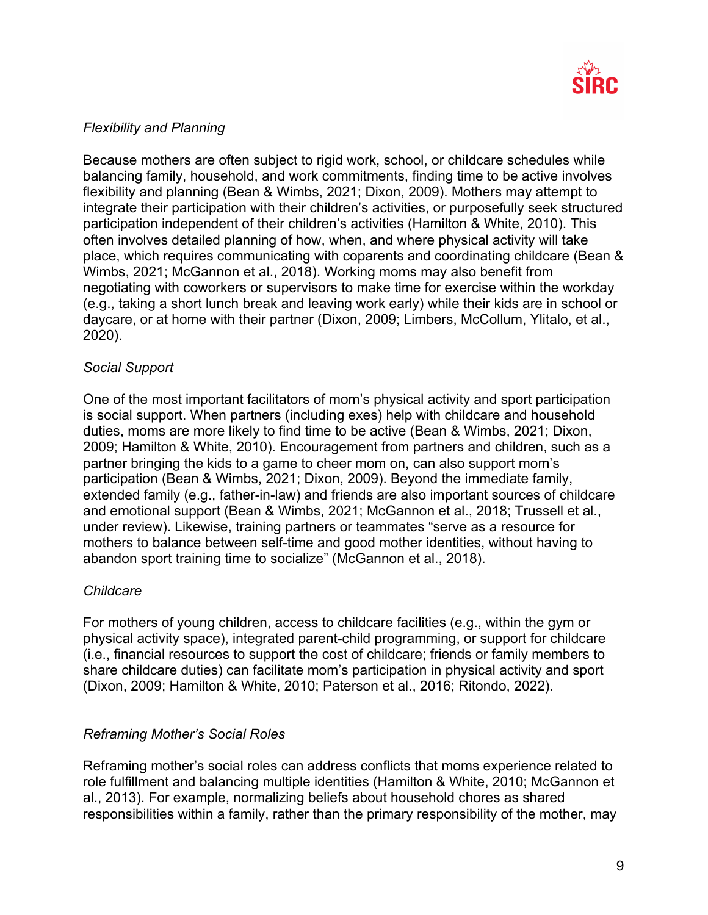*Flexibility and Planning*

Because mothers are often subject to rigid work, school, or childcare schedules while balancing family, household, and work commitments, finding time to be active involves flexibility and planning (Bean & Wimbs, 2021; Dixon, 2009). Mothers may attempt to integrate their participation with their children's activities, or purposefully seek structured participation independent of their children's activities (Hamilton & White, 2010). This often involves detailed planning of how, when, and where physical activity will take place, which requires communicating with coparents and coordinating childcare (Bean & Wimbs, 2021; McGannon et al., 2018). Working moms may also benefit from negotiating with coworkers or supervisors to make time for exercise within the workday (e.g., taking a short lunch break and leaving work early) while their kids are in school or daycare, or at home with their partner (Dixon, 2009; Limbers, McCollum, Ylitalo, et al., 2020).

*Social Support*

One of the most important facilitators of mom's physical activity and sport participation is social support. When partners (including exes) help with childcare and household duties, moms are more likely to find time to be active (Bean & Wimbs, 2021; Dixon, 2009; Hamilton & White, 2010). Encouragement from partners and children, such as a partner bringing the kids to a game to cheer mom on, can also support mom's participation (Bean & Wimbs, 2021; Dixon, 2009). Beyond the immediate family, extended family (e.g., father-in-law) and friends are also important sources of childcare and emotional support (Bean & Wimbs, 2021; McGannon et al., 2018; Trussell et al., under review). Likewise, training partners or teammates "serve as a resource for mothers to balance between self-time and good mother identities, without having to abandon sport training time to socialize" (McGannon et al., 2018).

*Childcare*

For mothers of young children, access to childcare facilities (e.g., within the gym or physical activity space), integrated parent-child programming, or support for childcare (i.e., financial resources to support the cost of childcare; friends or family members to share childcare duties) can facilitate mom's participation in physical activity and sport (Dixon, 2009; Hamilton & White, 2010; Paterson et al., 2016; Ritondo, 2022).

*Reframing Mother's Social Roles*

Reframing mother's social roles can address conflicts that moms experience related to role fulfillment and balancing multiple identities (Hamilton & White, 2010; McGannon et al., 2013). For example, normalizing beliefs about household chores as shared responsibilities within a family, rather than the primary responsibility of the mother, may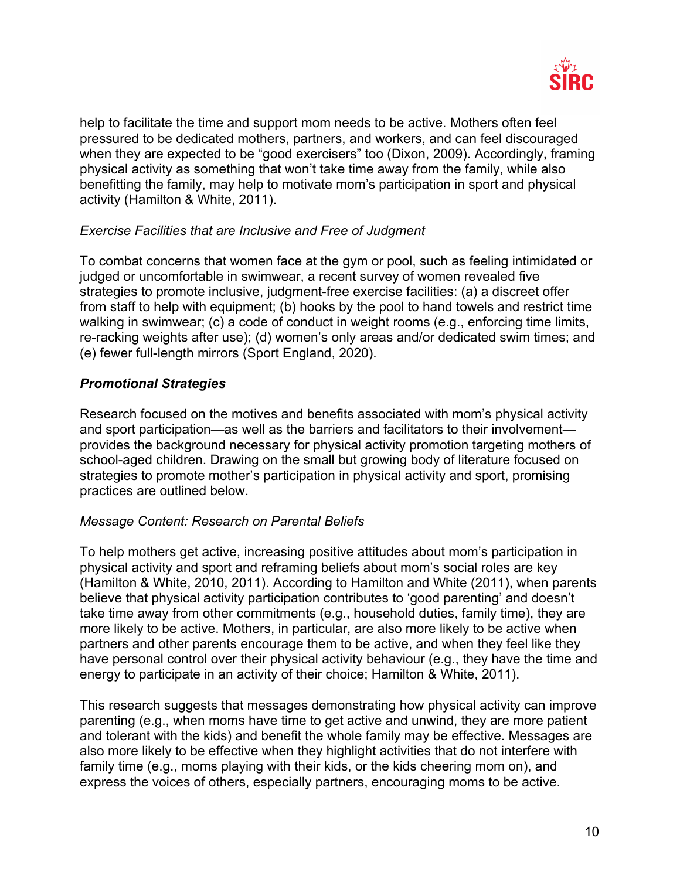help to facilitate the time and support mom needs to be active. Mothers often feel pressured to be dedicated mothers, partners, and workers, and can feel discouraged when they are expected to be "good exercisers" too (Dixon, 2009). Accordingly, framing physical activity as something that won't take time away from the family, while also benefitting the family, may help to motivate mom's participation in sport and physical activity (Hamilton & White, 2011).

*Exercise Facilities that are Inclusive and Free of Judgment*

To combat concerns that women face at the gym or pool, such as feeling intimidated or judged or uncomfortable in swimwear, a recent survey of women revealed five strategies to promote inclusive, judgment-free exercise facilities: (a) a discreet offer from staff to help with equipment; (b) hooks by the pool to hand towels and restrict time walking in swimwear; (c) a code of conduct in weight rooms (e.g., enforcing time limits, re-racking weights after use); (d) women's only areas and/or dedicated swim times; and (e) fewer full-length mirrors (Sport England, 2020).

### ***Promotional Strategies***

Research focused on the motives and benefits associated with mom's physical activity and sport participation—as well as the barriers and facilitators to their involvement—provides the background necessary for physical activity promotion targeting mothers of school-aged children. Drawing on the small but growing body of literature focused on strategies to promote mother's participation in physical activity and sport, promising practices are outlined below.

*Message Content: Research on Parental Beliefs*

To help mothers get active, increasing positive attitudes about mom's participation in physical activity and sport and reframing beliefs about mom's social roles are key (Hamilton & White, 2010, 2011). According to Hamilton and White (2011), when parents believe that physical activity participation contributes to 'good parenting' and doesn't take time away from other commitments (e.g., household duties, family time), they are more likely to be active. Mothers, in particular, are also more likely to be active when partners and other parents encourage them to be active, and when they feel like they have personal control over their physical activity behaviour (e.g., they have the time and energy to participate in an activity of their choice; Hamilton & White, 2011).

This research suggests that messages demonstrating how physical activity can improve parenting (e.g., when moms have time to get active and unwind, they are more patient and tolerant with the kids) and benefit the whole family may be effective. Messages are also more likely to be effective when they highlight activities that do not interfere with family time (e.g., moms playing with their kids, or the kids cheering mom on), and express the voices of others, especially partners, encouraging moms to be active.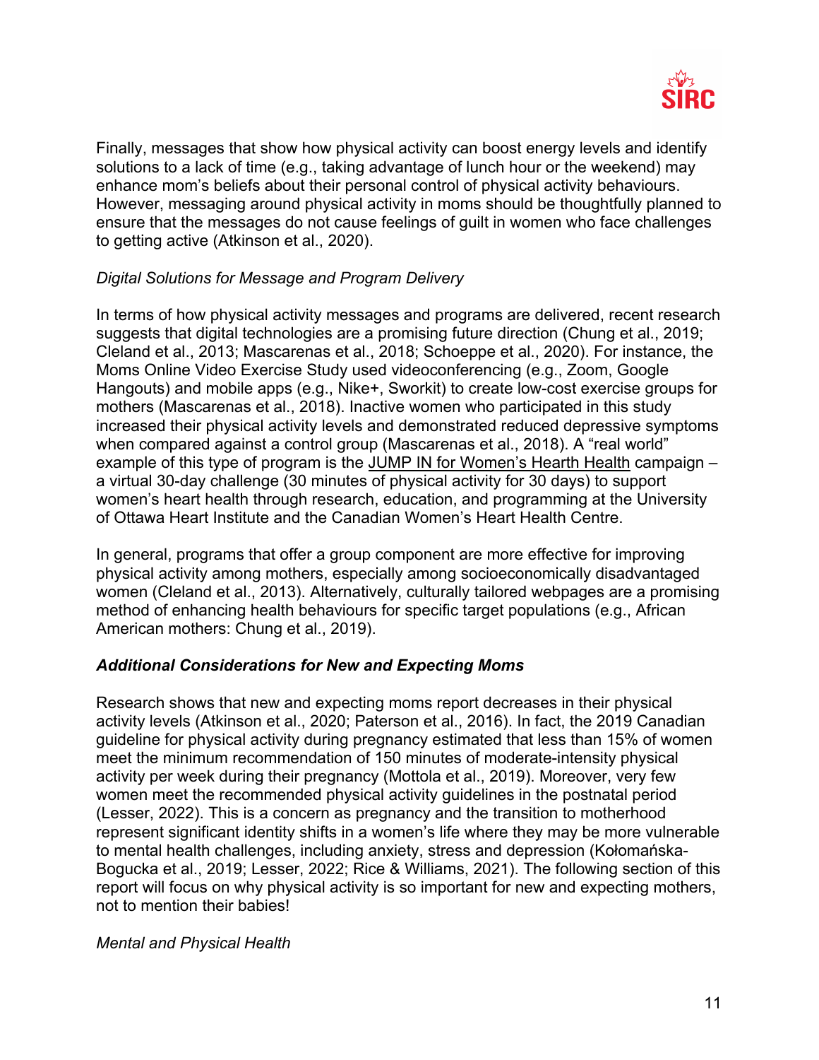Finally, messages that show how physical activity can boost energy levels and identify solutions to a lack of time (e.g., taking advantage of lunch hour or the weekend) may enhance mom's beliefs about their personal control of physical activity behaviours. However, messaging around physical activity in moms should be thoughtfully planned to ensure that the messages do not cause feelings of guilt in women who face challenges to getting active (Atkinson et al., 2020).

*Digital Solutions for Message and Program Delivery*

In terms of how physical activity messages and programs are delivered, recent research suggests that digital technologies are a promising future direction (Chung et al., 2019; Cleland et al., 2013; Mascarenas et al., 2018; Schoeppe et al., 2020). For instance, the Moms Online Video Exercise Study used videoconferencing (e.g., Zoom, Google Hangouts) and mobile apps (e.g., Nike+, Sworkit) to create low-cost exercise groups for mothers (Mascarenas et al., 2018). Inactive women who participated in this study increased their physical activity levels and demonstrated reduced depressive symptoms when compared against a control group (Mascarenas et al., 2018). A "real world" example of this type of program is the JUMP IN for Women's Hearth Health campaign – a virtual 30-day challenge (30 minutes of physical activity for 30 days) to support women's heart health through research, education, and programming at the University of Ottawa Heart Institute and the Canadian Women's Heart Health Centre.

In general, programs that offer a group component are more effective for improving physical activity among mothers, especially among socioeconomically disadvantaged women (Cleland et al., 2013). Alternatively, culturally tailored webpages are a promising method of enhancing health behaviours for specific target populations (e.g., African American mothers: Chung et al., 2019).

***Additional Considerations for New and Expecting Moms***

Research shows that new and expecting moms report decreases in their physical activity levels (Atkinson et al., 2020; Paterson et al., 2016). In fact, the 2019 Canadian guideline for physical activity during pregnancy estimated that less than 15% of women meet the minimum recommendation of 150 minutes of moderate-intensity physical activity per week during their pregnancy (Mottola et al., 2019). Moreover, very few women meet the recommended physical activity guidelines in the postnatal period (Lesser, 2022). This is a concern as pregnancy and the transition to motherhood represent significant identity shifts in a women's life where they may be more vulnerable to mental health challenges, including anxiety, stress and depression (Kołomańska-Bogucka et al., 2019; Lesser, 2022; Rice & Williams, 2021). The following section of this report will focus on why physical activity is so important for new and expecting mothers, not to mention their babies!

*Mental and Physical Health*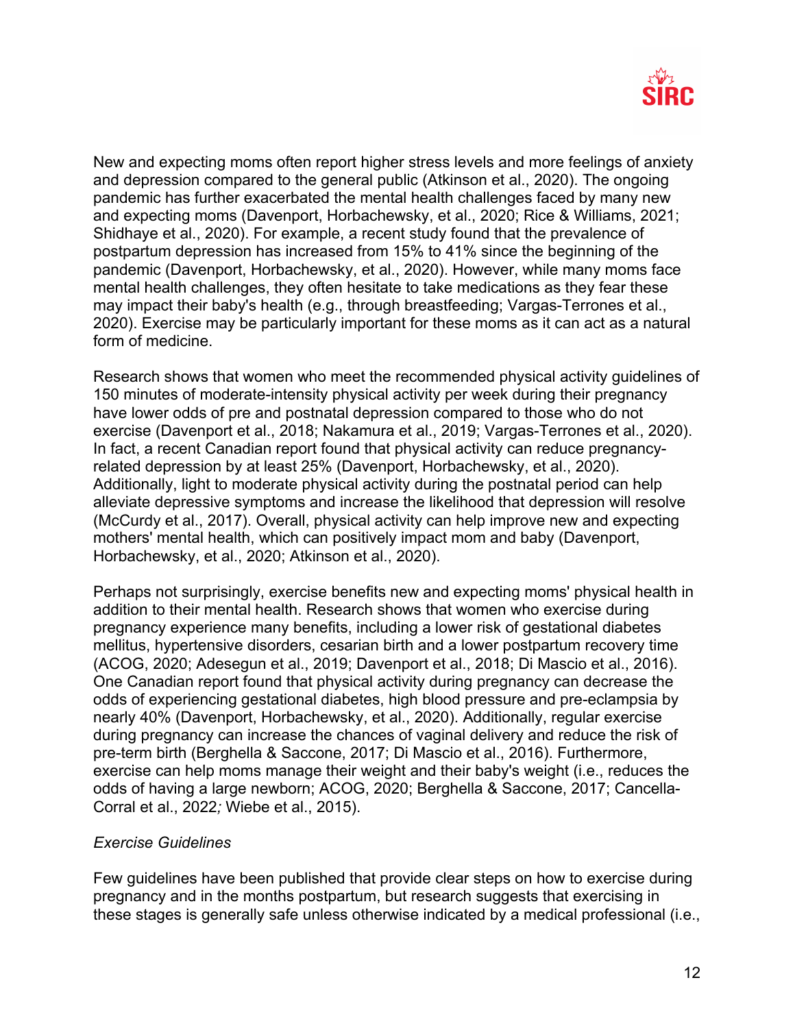New and expecting moms often report higher stress levels and more feelings of anxiety and depression compared to the general public (Atkinson et al., 2020). The ongoing pandemic has further exacerbated the mental health challenges faced by many new and expecting moms (Davenport, Horbachewsky, et al., 2020; Rice & Williams, 2021; Shidhaye et al., 2020). For example, a recent study found that the prevalence of postpartum depression has increased from 15% to 41% since the beginning of the pandemic (Davenport, Horbachewsky, et al., 2020). However, while many moms face mental health challenges, they often hesitate to take medications as they fear these may impact their baby's health (e.g., through breastfeeding; Vargas-Terrones et al., 2020). Exercise may be particularly important for these moms as it can act as a natural form of medicine.

Research shows that women who meet the recommended physical activity guidelines of 150 minutes of moderate-intensity physical activity per week during their pregnancy have lower odds of pre and postnatal depression compared to those who do not exercise (Davenport et al., 2018; Nakamura et al., 2019; Vargas-Terrones et al., 2020). In fact, a recent Canadian report found that physical activity can reduce pregnancy-related depression by at least 25% (Davenport, Horbachewsky, et al., 2020). Additionally, light to moderate physical activity during the postnatal period can help alleviate depressive symptoms and increase the likelihood that depression will resolve (McCurdy et al., 2017). Overall, physical activity can help improve new and expecting mothers' mental health, which can positively impact mom and baby (Davenport, Horbachewsky, et al., 2020; Atkinson et al., 2020).

Perhaps not surprisingly, exercise benefits new and expecting moms' physical health in addition to their mental health. Research shows that women who exercise during pregnancy experience many benefits, including a lower risk of gestational diabetes mellitus, hypertensive disorders, cesarian birth and a lower postpartum recovery time (ACOG, 2020; Adesegun et al., 2019; Davenport et al., 2018; Di Mascio et al., 2016). One Canadian report found that physical activity during pregnancy can decrease the odds of experiencing gestational diabetes, high blood pressure and pre-eclampsia by nearly 40% (Davenport, Horbachewsky, et al., 2020). Additionally, regular exercise during pregnancy can increase the chances of vaginal delivery and reduce the risk of pre-term birth (Berghella & Saccone, 2017; Di Mascio et al., 2016). Furthermore, exercise can help moms manage their weight and their baby's weight (i.e., reduces the odds of having a large newborn; ACOG, 2020; Berghella & Saccone, 2017; Cancella-Corral et al., 2022; Wiebe et al., 2015).

*Exercise Guidelines*

Few guidelines have been published that provide clear steps on how to exercise during pregnancy and in the months postpartum, but research suggests that exercising in these stages is generally safe unless otherwise indicated by a medical professional (i.e.,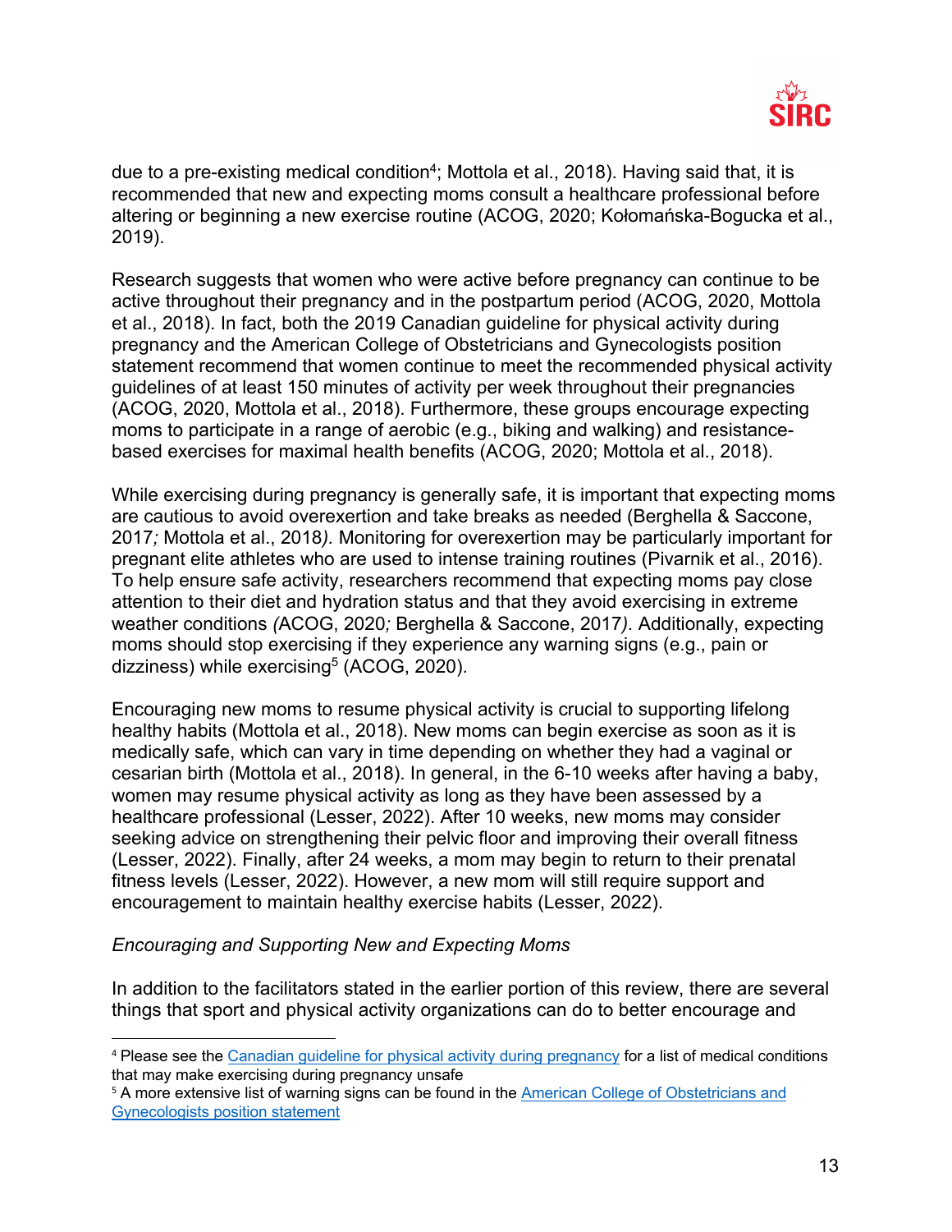due to a pre-existing medical condition[4]; Mottola et al., 2018). Having said that, it is recommended that new and expecting moms consult a healthcare professional before altering or beginning a new exercise routine (ACOG, 2020; Kołomańska-Bogucka et al., 2019).

Research suggests that women who were active before pregnancy can continue to be active throughout their pregnancy and in the postpartum period (ACOG, 2020, Mottola et al., 2018). In fact, both the 2019 Canadian guideline for physical activity during pregnancy and the American College of Obstetricians and Gynecologists position statement recommend that women continue to meet the recommended physical activity guidelines of at least 150 minutes of activity per week throughout their pregnancies (ACOG, 2020, Mottola et al., 2018). Furthermore, these groups encourage expecting moms to participate in a range of aerobic (e.g., biking and walking) and resistance-based exercises for maximal health benefits (ACOG, 2020; Mottola et al., 2018).

While exercising during pregnancy is generally safe, it is important that expecting moms are cautious to avoid overexertion and take breaks as needed (Berghella & Saccone, 2017*;* Mottola et al., 2018*)*. Monitoring for overexertion may be particularly important for pregnant elite athletes who are used to intense training routines (Pivarnik et al., 2016). To help ensure safe activity, researchers recommend that expecting moms pay close attention to their diet and hydration status and that they avoid exercising in extreme weather conditions *(*ACOG, 2020*;* Berghella & Saccone, 2017*)*. Additionally, expecting moms should stop exercising if they experience any warning signs (e.g., pain or dizziness) while exercising[5] (ACOG, 2020).

Encouraging new moms to resume physical activity is crucial to supporting lifelong healthy habits (Mottola et al., 2018). New moms can begin exercise as soon as it is medically safe, which can vary in time depending on whether they had a vaginal or cesarian birth (Mottola et al., 2018). In general, in the 6-10 weeks after having a baby, women may resume physical activity as long as they have been assessed by a healthcare professional (Lesser, 2022). After 10 weeks, new moms may consider seeking advice on strengthening their pelvic floor and improving their overall fitness (Lesser, 2022). Finally, after 24 weeks, a mom may begin to return to their prenatal fitness levels (Lesser, 2022). However, a new mom will still require support and encouragement to maintain healthy exercise habits (Lesser, 2022).

*Encouraging and Supporting New and Expecting Moms*

In addition to the facilitators stated in the earlier portion of this review, there are several things that sport and physical activity organizations can do to better encourage and

---

[4] Please see the Canadian guideline for physical activity during pregnancy for a list of medical conditions that may make exercising during pregnancy unsafe

[5] A more extensive list of warning signs can be found in the American College of Obstetricians and Gynecologists position statement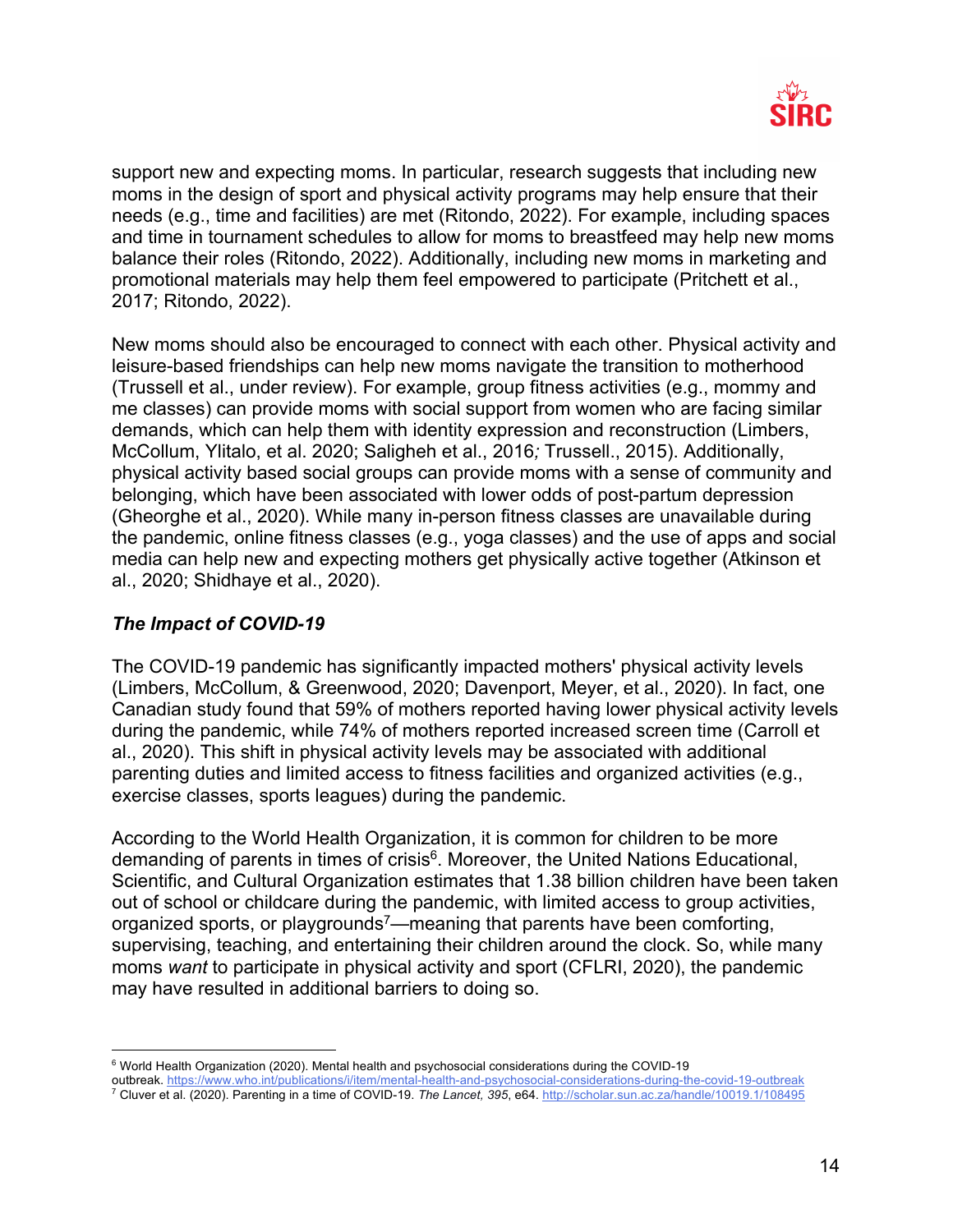support new and expecting moms. In particular, research suggests that including new moms in the design of sport and physical activity programs may help ensure that their needs (e.g., time and facilities) are met (Ritondo, 2022). For example, including spaces and time in tournament schedules to allow for moms to breastfeed may help new moms balance their roles (Ritondo, 2022). Additionally, including new moms in marketing and promotional materials may help them feel empowered to participate (Pritchett et al., 2017; Ritondo, 2022).

New moms should also be encouraged to connect with each other. Physical activity and leisure-based friendships can help new moms navigate the transition to motherhood (Trussell et al., under review). For example, group fitness activities (e.g., mommy and me classes) can provide moms with social support from women who are facing similar demands, which can help them with identity expression and reconstruction (Limbers, McCollum, Ylitalo, et al. 2020; Saligheh et al., 2016*;* Trussell., 2015). Additionally, physical activity based social groups can provide moms with a sense of community and belonging, which have been associated with lower odds of post-partum depression (Gheorghe et al., 2020). While many in-person fitness classes are unavailable during the pandemic, online fitness classes (e.g., yoga classes) and the use of apps and social media can help new and expecting mothers get physically active together (Atkinson et al., 2020; Shidhaye et al., 2020).

### *The Impact of COVID-19*

The COVID-19 pandemic has significantly impacted mothers' physical activity levels (Limbers, McCollum, & Greenwood, 2020; Davenport, Meyer, et al., 2020). In fact, one Canadian study found that 59% of mothers reported having lower physical activity levels during the pandemic, while 74% of mothers reported increased screen time (Carroll et al., 2020). This shift in physical activity levels may be associated with additional parenting duties and limited access to fitness facilities and organized activities (e.g., exercise classes, sports leagues) during the pandemic.

According to the World Health Organization, it is common for children to be more demanding of parents in times of crisis[6]. Moreover, the United Nations Educational, Scientific, and Cultural Organization estimates that 1.38 billion children have been taken out of school or childcare during the pandemic, with limited access to group activities, organized sports, or playgrounds[7]—meaning that parents have been comforting, supervising, teaching, and entertaining their children around the clock. So, while many moms *want* to participate in physical activity and sport (CFLRI, 2020), the pandemic may have resulted in additional barriers to doing so.

---

[6] World Health Organization (2020). Mental health and psychosocial considerations during the COVID-19 outbreak. https://www.who.int/publications/i/item/mental-health-and-psychosocial-considerations-during-the-covid-19-outbreak

[7] Cluver et al. (2020). Parenting in a time of COVID-19. *The Lancet, 395*, e64. http://scholar.sun.ac.za/handle/10019.1/108495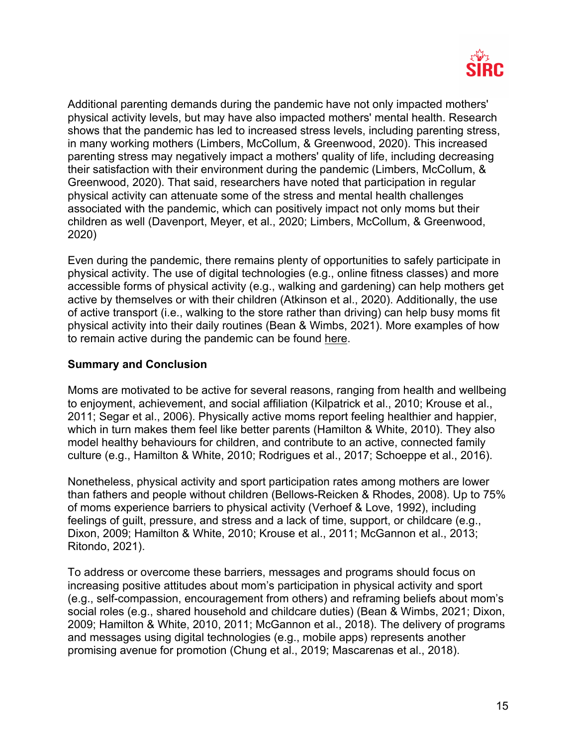Additional parenting demands during the pandemic have not only impacted mothers' physical activity levels, but may have also impacted mothers' mental health. Research shows that the pandemic has led to increased stress levels, including parenting stress, in many working mothers (Limbers, McCollum, & Greenwood, 2020). This increased parenting stress may negatively impact a mothers' quality of life, including decreasing their satisfaction with their environment during the pandemic (Limbers, McCollum, & Greenwood, 2020). That said, researchers have noted that participation in regular physical activity can attenuate some of the stress and mental health challenges associated with the pandemic, which can positively impact not only moms but their children as well (Davenport, Meyer, et al., 2020; Limbers, McCollum, & Greenwood, 2020)

Even during the pandemic, there remains plenty of opportunities to safely participate in physical activity. The use of digital technologies (e.g., online fitness classes) and more accessible forms of physical activity (e.g., walking and gardening) can help mothers get active by themselves or with their children (Atkinson et al., 2020). Additionally, the use of active transport (i.e., walking to the store rather than driving) can help busy moms fit physical activity into their daily routines (Bean & Wimbs, 2021). More examples of how to remain active during the pandemic can be found here.

**Summary and Conclusion**

Moms are motivated to be active for several reasons, ranging from health and wellbeing to enjoyment, achievement, and social affiliation (Kilpatrick et al., 2010; Krouse et al., 2011; Segar et al., 2006). Physically active moms report feeling healthier and happier, which in turn makes them feel like better parents (Hamilton & White, 2010). They also model healthy behaviours for children, and contribute to an active, connected family culture (e.g., Hamilton & White, 2010; Rodrigues et al., 2017; Schoeppe et al., 2016).

Nonetheless, physical activity and sport participation rates among mothers are lower than fathers and people without children (Bellows-Reicken & Rhodes, 2008). Up to 75% of moms experience barriers to physical activity (Verhoef & Love, 1992), including feelings of guilt, pressure, and stress and a lack of time, support, or childcare (e.g., Dixon, 2009; Hamilton & White, 2010; Krouse et al., 2011; McGannon et al., 2013; Ritondo, 2021).

To address or overcome these barriers, messages and programs should focus on increasing positive attitudes about mom's participation in physical activity and sport (e.g., self-compassion, encouragement from others) and reframing beliefs about mom's social roles (e.g., shared household and childcare duties) (Bean & Wimbs, 2021; Dixon, 2009; Hamilton & White, 2010, 2011; McGannon et al., 2018). The delivery of programs and messages using digital technologies (e.g., mobile apps) represents another promising avenue for promotion (Chung et al., 2019; Mascarenas et al., 2018).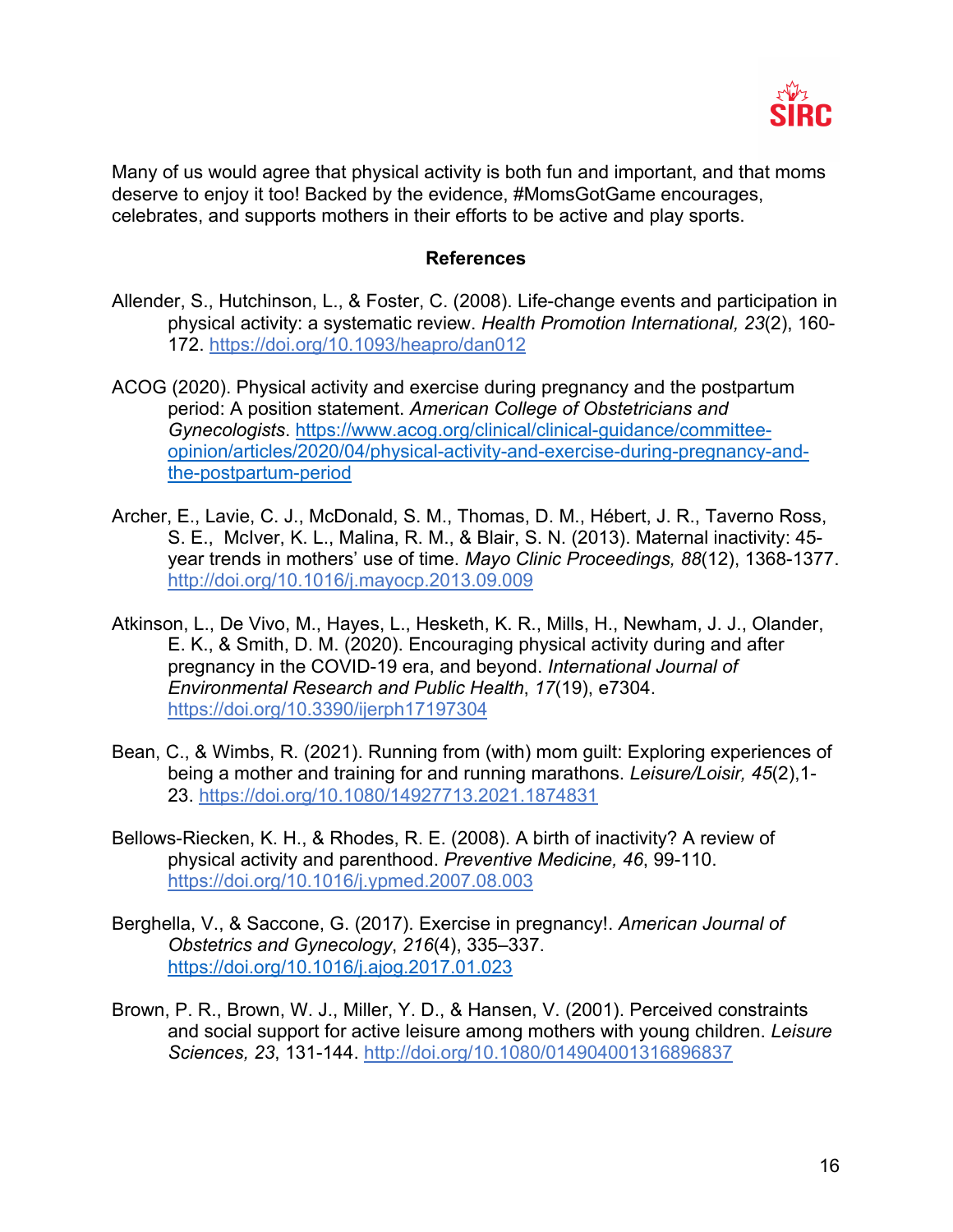Many of us would agree that physical activity is both fun and important, and that moms deserve to enjoy it too! Backed by the evidence, #MomsGotGame encourages, celebrates, and supports mothers in their efforts to be active and play sports.

## References

Allender, S., Hutchinson, L., & Foster, C. (2008). Life-change events and participation in physical activity: a systematic review. *Health Promotion International, 23*(2), 160-172. https://doi.org/10.1093/heapro/dan012

ACOG (2020). Physical activity and exercise during pregnancy and the postpartum period: A position statement. *American College of Obstetricians and Gynecologists*. https://www.acog.org/clinical/clinical-guidance/committee-opinion/articles/2020/04/physical-activity-and-exercise-during-pregnancy-and-the-postpartum-period

Archer, E., Lavie, C. J., McDonald, S. M., Thomas, D. M., Hébert, J. R., Taverno Ross, S. E., McIver, K. L., Malina, R. M., & Blair, S. N. (2013). Maternal inactivity: 45-year trends in mothers' use of time. *Mayo Clinic Proceedings, 88*(12), 1368-1377. http://doi.org/10.1016/j.mayocp.2013.09.009

Atkinson, L., De Vivo, M., Hayes, L., Hesketh, K. R., Mills, H., Newham, J. J., Olander, E. K., & Smith, D. M. (2020). Encouraging physical activity during and after pregnancy in the COVID-19 era, and beyond. *International Journal of Environmental Research and Public Health*, *17*(19), e7304. https://doi.org/10.3390/ijerph17197304

Bean, C., & Wimbs, R. (2021). Running from (with) mom guilt: Exploring experiences of being a mother and training for and running marathons. *Leisure/Loisir, 45*(2),1-23. https://doi.org/10.1080/14927713.2021.1874831

Bellows-Riecken, K. H., & Rhodes, R. E. (2008). A birth of inactivity? A review of physical activity and parenthood. *Preventive Medicine, 46*, 99-110. https://doi.org/10.1016/j.ypmed.2007.08.003

Berghella, V., & Saccone, G. (2017). Exercise in pregnancy!. *American Journal of Obstetrics and Gynecology*, *216*(4), 335–337. https://doi.org/10.1016/j.ajog.2017.01.023

Brown, P. R., Brown, W. J., Miller, Y. D., & Hansen, V. (2001). Perceived constraints and social support for active leisure among mothers with young children. *Leisure Sciences, 23*, 131-144. http://doi.org/10.1080/014904001316896837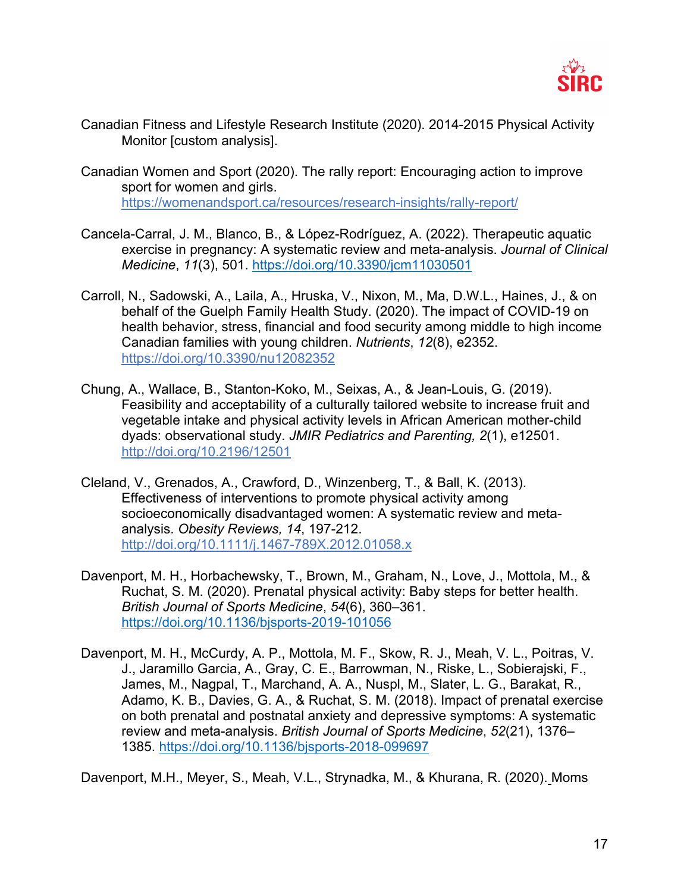Canadian Fitness and Lifestyle Research Institute (2020). 2014-2015 Physical Activity Monitor [custom analysis].

Canadian Women and Sport (2020). The rally report: Encouraging action to improve sport for women and girls. https://womenandsport.ca/resources/research-insights/rally-report/

Cancela-Carral, J. M., Blanco, B., & López-Rodríguez, A. (2022). Therapeutic aquatic exercise in pregnancy: A systematic review and meta-analysis. *Journal of Clinical Medicine*, *11*(3), 501. https://doi.org/10.3390/jcm11030501

Carroll, N., Sadowski, A., Laila, A., Hruska, V., Nixon, M., Ma, D.W.L., Haines, J., & on behalf of the Guelph Family Health Study. (2020). The impact of COVID-19 on health behavior, stress, financial and food security among middle to high income Canadian families with young children. *Nutrients*, *12*(8), e2352. https://doi.org/10.3390/nu12082352

Chung, A., Wallace, B., Stanton-Koko, M., Seixas, A., & Jean-Louis, G. (2019). Feasibility and acceptability of a culturally tailored website to increase fruit and vegetable intake and physical activity levels in African American mother-child dyads: observational study. *JMIR Pediatrics and Parenting, 2*(1), e12501. http://doi.org/10.2196/12501

Cleland, V., Grenados, A., Crawford, D., Winzenberg, T., & Ball, K. (2013). Effectiveness of interventions to promote physical activity among socioeconomically disadvantaged women: A systematic review and meta-analysis. *Obesity Reviews, 14*, 197-212. http://doi.org/10.1111/j.1467-789X.2012.01058.x

Davenport, M. H., Horbachewsky, T., Brown, M., Graham, N., Love, J., Mottola, M., & Ruchat, S. M. (2020). Prenatal physical activity: Baby steps for better health. *British Journal of Sports Medicine*, *54*(6), 360–361. https://doi.org/10.1136/bjsports-2019-101056

Davenport, M. H., McCurdy, A. P., Mottola, M. F., Skow, R. J., Meah, V. L., Poitras, V. J., Jaramillo Garcia, A., Gray, C. E., Barrowman, N., Riske, L., Sobierajski, F., James, M., Nagpal, T., Marchand, A. A., Nuspl, M., Slater, L. G., Barakat, R., Adamo, K. B., Davies, G. A., & Ruchat, S. M. (2018). Impact of prenatal exercise on both prenatal and postnatal anxiety and depressive symptoms: A systematic review and meta-analysis. *British Journal of Sports Medicine*, *52*(21), 1376–1385. https://doi.org/10.1136/bjsports-2018-099697

Davenport, M.H., Meyer, S., Meah, V.L., Strynadka, M., & Khurana, R. (2020). Moms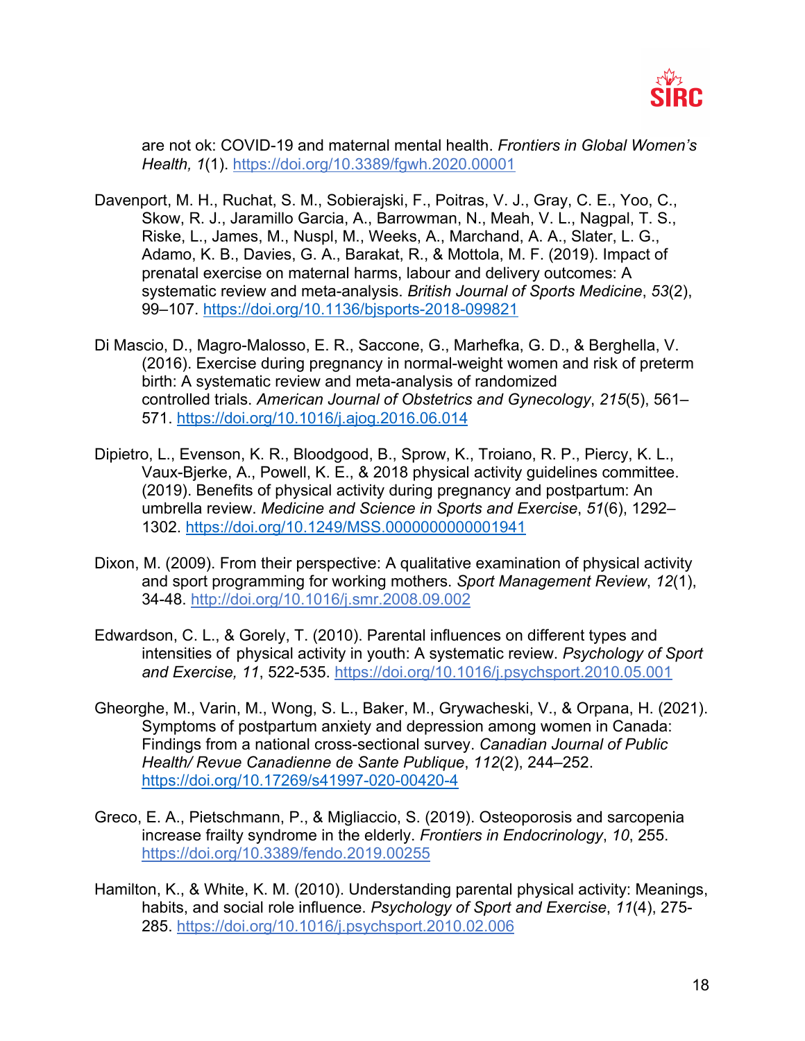are not ok: COVID-19 and maternal mental health. *Frontiers in Global Women's Health, 1*(1). https://doi.org/10.3389/fgwh.2020.00001

Davenport, M. H., Ruchat, S. M., Sobierajski, F., Poitras, V. J., Gray, C. E., Yoo, C., Skow, R. J., Jaramillo Garcia, A., Barrowman, N., Meah, V. L., Nagpal, T. S., Riske, L., James, M., Nuspl, M., Weeks, A., Marchand, A. A., Slater, L. G., Adamo, K. B., Davies, G. A., Barakat, R., & Mottola, M. F. (2019). Impact of prenatal exercise on maternal harms, labour and delivery outcomes: A systematic review and meta-analysis. *British Journal of Sports Medicine*, *53*(2), 99–107. https://doi.org/10.1136/bjsports-2018-099821

Di Mascio, D., Magro-Malosso, E. R., Saccone, G., Marhefka, G. D., & Berghella, V. (2016). Exercise during pregnancy in normal-weight women and risk of preterm birth: A systematic review and meta-analysis of randomized controlled trials. *American Journal of Obstetrics and Gynecology*, *215*(5), 561–571. https://doi.org/10.1016/j.ajog.2016.06.014

Dipietro, L., Evenson, K. R., Bloodgood, B., Sprow, K., Troiano, R. P., Piercy, K. L., Vaux-Bjerke, A., Powell, K. E., & 2018 physical activity guidelines committee. (2019). Benefits of physical activity during pregnancy and postpartum: An umbrella review. *Medicine and Science in Sports and Exercise*, *51*(6), 1292–1302. https://doi.org/10.1249/MSS.0000000000001941

Dixon, M. (2009). From their perspective: A qualitative examination of physical activity and sport programming for working mothers. *Sport Management Review*, *12*(1), 34-48. http://doi.org/10.1016/j.smr.2008.09.002

Edwardson, C. L., & Gorely, T. (2010). Parental influences on different types and intensities of physical activity in youth: A systematic review. *Psychology of Sport and Exercise, 11*, 522-535. https://doi.org/10.1016/j.psychsport.2010.05.001

Gheorghe, M., Varin, M., Wong, S. L., Baker, M., Grywacheski, V., & Orpana, H. (2021). Symptoms of postpartum anxiety and depression among women in Canada: Findings from a national cross-sectional survey. *Canadian Journal of Public Health/ Revue Canadienne de Sante Publique*, *112*(2), 244–252. https://doi.org/10.17269/s41997-020-00420-4

Greco, E. A., Pietschmann, P., & Migliaccio, S. (2019). Osteoporosis and sarcopenia increase frailty syndrome in the elderly. *Frontiers in Endocrinology*, *10*, 255. https://doi.org/10.3389/fendo.2019.00255

Hamilton, K., & White, K. M. (2010). Understanding parental physical activity: Meanings, habits, and social role influence. *Psychology of Sport and Exercise*, *11*(4), 275-285. https://doi.org/10.1016/j.psychsport.2010.02.006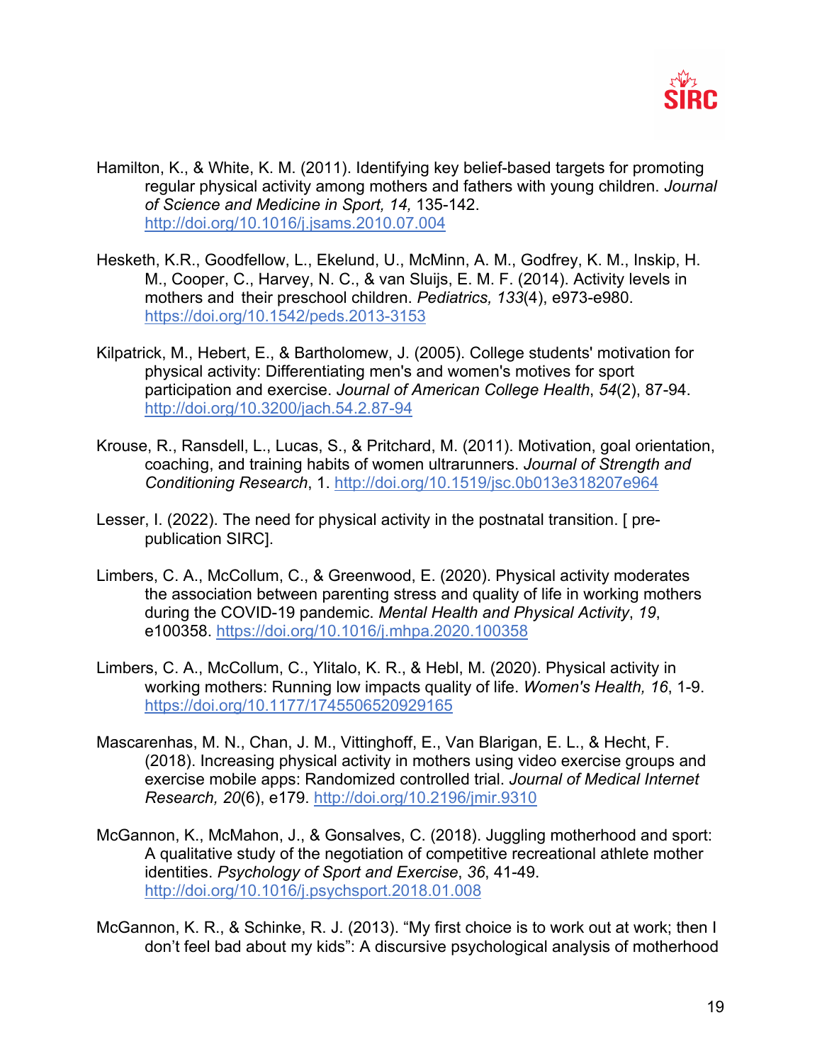Hamilton, K., & White, K. M. (2011). Identifying key belief-based targets for promoting regular physical activity among mothers and fathers with young children. *Journal of Science and Medicine in Sport, 14,* 135-142. http://doi.org/10.1016/j.jsams.2010.07.004

Hesketh, K.R., Goodfellow, L., Ekelund, U., McMinn, A. M., Godfrey, K. M., Inskip, H. M., Cooper, C., Harvey, N. C., & van Sluijs, E. M. F. (2014). Activity levels in mothers and their preschool children. *Pediatrics, 133*(4), e973-e980. https://doi.org/10.1542/peds.2013-3153

Kilpatrick, M., Hebert, E., & Bartholomew, J. (2005). College students' motivation for physical activity: Differentiating men's and women's motives for sport participation and exercise. *Journal of American College Health*, *54*(2), 87-94. http://doi.org/10.3200/jach.54.2.87-94

Krouse, R., Ransdell, L., Lucas, S., & Pritchard, M. (2011). Motivation, goal orientation, coaching, and training habits of women ultrarunners. *Journal of Strength and Conditioning Research*, 1. http://doi.org/10.1519/jsc.0b013e318207e964

Lesser, I. (2022). The need for physical activity in the postnatal transition. [ pre-publication SIRC].

Limbers, C. A., McCollum, C., & Greenwood, E. (2020). Physical activity moderates the association between parenting stress and quality of life in working mothers during the COVID-19 pandemic. *Mental Health and Physical Activity*, *19*, e100358. https://doi.org/10.1016/j.mhpa.2020.100358

Limbers, C. A., McCollum, C., Ylitalo, K. R., & Hebl, M. (2020). Physical activity in working mothers: Running low impacts quality of life. *Women's Health, 16*, 1-9. https://doi.org/10.1177/1745506520929165

Mascarenhas, M. N., Chan, J. M., Vittinghoff, E., Van Blarigan, E. L., & Hecht, F. (2018). Increasing physical activity in mothers using video exercise groups and exercise mobile apps: Randomized controlled trial. *Journal of Medical Internet Research, 20*(6), e179. http://doi.org/10.2196/jmir.9310

McGannon, K., McMahon, J., & Gonsalves, C. (2018). Juggling motherhood and sport: A qualitative study of the negotiation of competitive recreational athlete mother identities. *Psychology of Sport and Exercise*, *36*, 41-49. http://doi.org/10.1016/j.psychsport.2018.01.008

McGannon, K. R., & Schinke, R. J. (2013). "My first choice is to work out at work; then I don't feel bad about my kids": A discursive psychological analysis of motherhood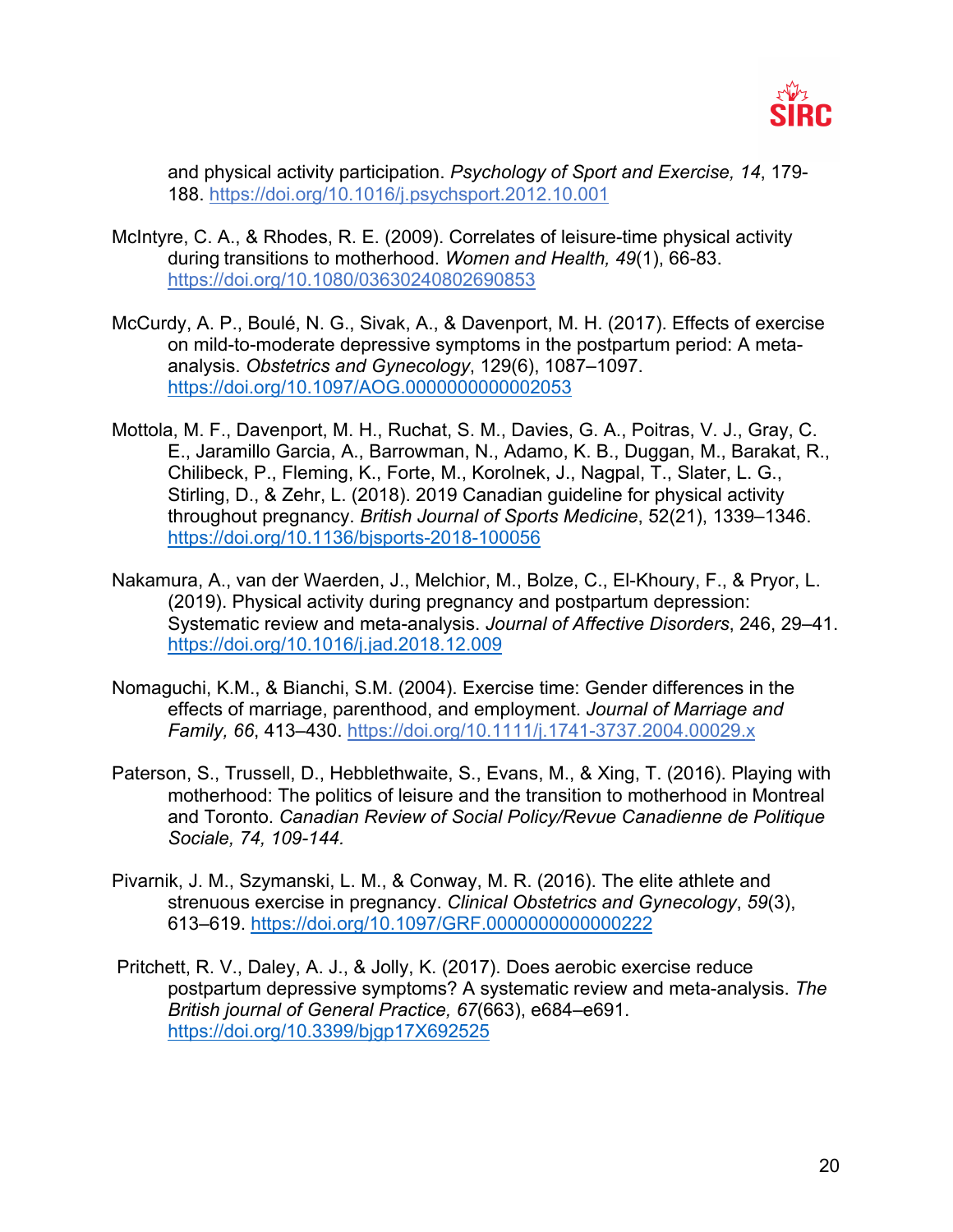and physical activity participation. *Psychology of Sport and Exercise, 14*, 179-188. https://doi.org/10.1016/j.psychsport.2012.10.001

McIntyre, C. A., & Rhodes, R. E. (2009). Correlates of leisure-time physical activity during transitions to motherhood. *Women and Health, 49*(1), 66-83. https://doi.org/10.1080/03630240802690853

McCurdy, A. P., Boulé, N. G., Sivak, A., & Davenport, M. H. (2017). Effects of exercise on mild-to-moderate depressive symptoms in the postpartum period: A meta-analysis. *Obstetrics and Gynecology*, 129(6), 1087–1097. https://doi.org/10.1097/AOG.0000000000002053

Mottola, M. F., Davenport, M. H., Ruchat, S. M., Davies, G. A., Poitras, V. J., Gray, C. E., Jaramillo Garcia, A., Barrowman, N., Adamo, K. B., Duggan, M., Barakat, R., Chilibeck, P., Fleming, K., Forte, M., Korolnek, J., Nagpal, T., Slater, L. G., Stirling, D., & Zehr, L. (2018). 2019 Canadian guideline for physical activity throughout pregnancy. *British Journal of Sports Medicine*, 52(21), 1339–1346. https://doi.org/10.1136/bjsports-2018-100056

Nakamura, A., van der Waerden, J., Melchior, M., Bolze, C., El-Khoury, F., & Pryor, L. (2019). Physical activity during pregnancy and postpartum depression: Systematic review and meta-analysis. *Journal of Affective Disorders*, 246, 29–41. https://doi.org/10.1016/j.jad.2018.12.009

Nomaguchi, K.M., & Bianchi, S.M. (2004). Exercise time: Gender differences in the effects of marriage, parenthood, and employment. *Journal of Marriage and Family, 66*, 413–430. https://doi.org/10.1111/j.1741-3737.2004.00029.x

Paterson, S., Trussell, D., Hebblethwaite, S., Evans, M., & Xing, T. (2016). Playing with motherhood: The politics of leisure and the transition to motherhood in Montreal and Toronto. *Canadian Review of Social Policy/Revue Canadienne de Politique Sociale, 74, 109-144.*

Pivarnik, J. M., Szymanski, L. M., & Conway, M. R. (2016). The elite athlete and strenuous exercise in pregnancy. *Clinical Obstetrics and Gynecology*, *59*(3), 613–619. https://doi.org/10.1097/GRF.0000000000000222

Pritchett, R. V., Daley, A. J., & Jolly, K. (2017). Does aerobic exercise reduce postpartum depressive symptoms? A systematic review and meta-analysis. *The British journal of General Practice, 67*(663), e684–e691. https://doi.org/10.3399/bjgp17X692525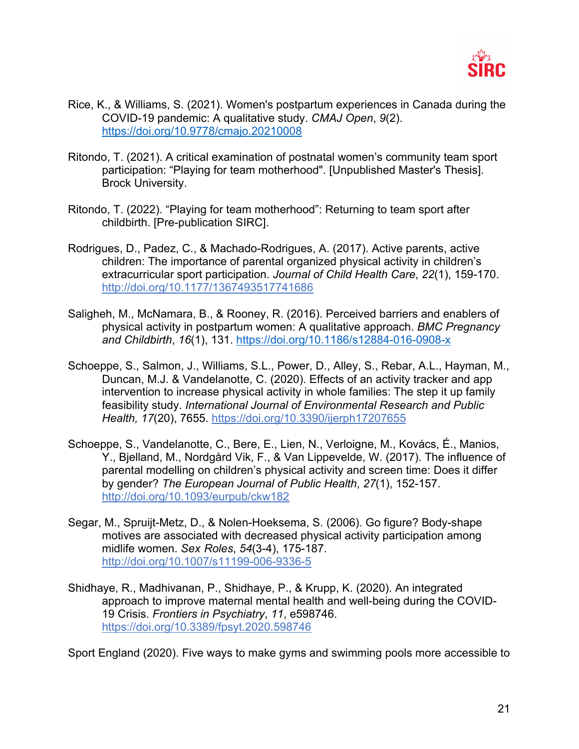Rice, K., & Williams, S. (2021). Women's postpartum experiences in Canada during the COVID-19 pandemic: A qualitative study. *CMAJ Open*, *9*(2). https://doi.org/10.9778/cmajo.20210008

Ritondo, T. (2021). A critical examination of postnatal women's community team sport participation: "Playing for team motherhood". [Unpublished Master's Thesis]. Brock University.

Ritondo, T. (2022). "Playing for team motherhood": Returning to team sport after childbirth. [Pre-publication SIRC].

Rodrigues, D., Padez, C., & Machado-Rodrigues, A. (2017). Active parents, active children: The importance of parental organized physical activity in children's extracurricular sport participation. *Journal of Child Health Care*, *22*(1), 159-170. http://doi.org/10.1177/1367493517741686

Saligheh, M., McNamara, B., & Rooney, R. (2016). Perceived barriers and enablers of physical activity in postpartum women: A qualitative approach. *BMC Pregnancy and Childbirth*, *16*(1), 131. https://doi.org/10.1186/s12884-016-0908-x

Schoeppe, S., Salmon, J., Williams, S.L., Power, D., Alley, S., Rebar, A.L., Hayman, M., Duncan, M.J. & Vandelanotte, C. (2020). Effects of an activity tracker and app intervention to increase physical activity in whole families: The step it up family feasibility study. *International Journal of Environmental Research and Public Health, 17*(20), 7655. https://doi.org/10.3390/ijerph17207655

Schoeppe, S., Vandelanotte, C., Bere, E., Lien, N., Verloigne, M., Kovács, É., Manios, Y., Bjelland, M., Nordgård Vik, F., & Van Lippevelde, W. (2017). The influence of parental modelling on children's physical activity and screen time: Does it differ by gender? *The European Journal of Public Health*, *27*(1), 152-157. http://doi.org/10.1093/eurpub/ckw182

Segar, M., Spruijt-Metz, D., & Nolen-Hoeksema, S. (2006). Go figure? Body-shape motives are associated with decreased physical activity participation among midlife women. *Sex Roles*, *54*(3-4), 175-187. http://doi.org/10.1007/s11199-006-9336-5

Shidhaye, R., Madhivanan, P., Shidhaye, P., & Krupp, K. (2020). An integrated approach to improve maternal mental health and well-being during the COVID-19 Crisis. *Frontiers in Psychiatry*, *11*, e598746. https://doi.org/10.3389/fpsyt.2020.598746

Sport England (2020). Five ways to make gyms and swimming pools more accessible to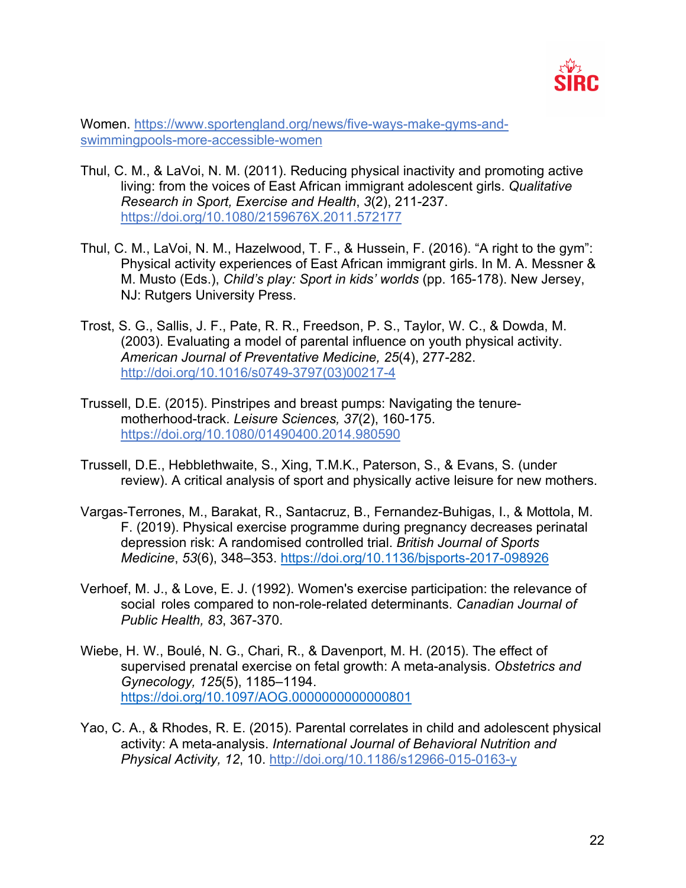Women. https://www.sportengland.org/news/five-ways-make-gyms-and-swimmingpools-more-accessible-women

Thul, C. M., & LaVoi, N. M. (2011). Reducing physical inactivity and promoting active living: from the voices of East African immigrant adolescent girls. *Qualitative Research in Sport, Exercise and Health*, *3*(2), 211-237. https://doi.org/10.1080/2159676X.2011.572177

Thul, C. M., LaVoi, N. M., Hazelwood, T. F., & Hussein, F. (2016). "A right to the gym": Physical activity experiences of East African immigrant girls. In M. A. Messner & M. Musto (Eds.), *Child's play: Sport in kids' worlds* (pp. 165-178). New Jersey, NJ: Rutgers University Press.

Trost, S. G., Sallis, J. F., Pate, R. R., Freedson, P. S., Taylor, W. C., & Dowda, M. (2003). Evaluating a model of parental influence on youth physical activity. *American Journal of Preventative Medicine, 25*(4), 277-282. http://doi.org/10.1016/s0749-3797(03)00217-4

Trussell, D.E. (2015). Pinstripes and breast pumps: Navigating the tenure-motherhood-track. *Leisure Sciences, 37*(2), 160-175. https://doi.org/10.1080/01490400.2014.980590

Trussell, D.E., Hebblethwaite, S., Xing, T.M.K., Paterson, S., & Evans, S. (under review). A critical analysis of sport and physically active leisure for new mothers.

Vargas-Terrones, M., Barakat, R., Santacruz, B., Fernandez-Buhigas, I., & Mottola, M. F. (2019). Physical exercise programme during pregnancy decreases perinatal depression risk: A randomised controlled trial. *British Journal of Sports Medicine*, *53*(6), 348–353. https://doi.org/10.1136/bjsports-2017-098926

Verhoef, M. J., & Love, E. J. (1992). Women's exercise participation: the relevance of social roles compared to non-role-related determinants. *Canadian Journal of Public Health, 83*, 367-370.

Wiebe, H. W., Boulé, N. G., Chari, R., & Davenport, M. H. (2015). The effect of supervised prenatal exercise on fetal growth: A meta-analysis. *Obstetrics and Gynecology, 125*(5), 1185–1194. https://doi.org/10.1097/AOG.0000000000000801

Yao, C. A., & Rhodes, R. E. (2015). Parental correlates in child and adolescent physical activity: A meta-analysis. *International Journal of Behavioral Nutrition and Physical Activity, 12*, 10. http://doi.org/10.1186/s12966-015-0163-y